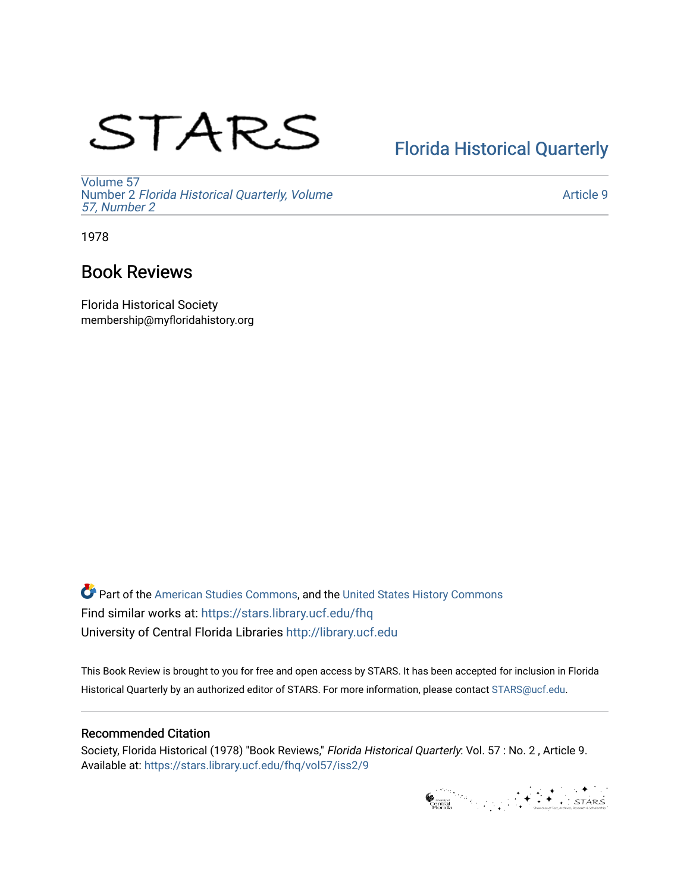STARS

[Florida Historical Quarterly](https://stars.library.ucf.edu/fhq)

Volume 57
Number 2 *Florida Historical Quarterly, Volume 57, Number 2*

Article 9

1978

# Book Reviews

Florida Historical Society
membership@myfloridahistory.org

Part of the American Studies Commons, and the United States History Commons
Find similar works at: https://stars.library.ucf.edu/fhq
University of Central Florida Libraries http://library.ucf.edu

This Book Review is brought to you for free and open access by STARS. It has been accepted for inclusion in Florida Historical Quarterly by an authorized editor of STARS. For more information, please contact STARS@ucf.edu.

## Recommended Citation

Society, Florida Historical (1978) "Book Reviews," *Florida Historical Quarterly*: Vol. 57 : No. 2 , Article 9.
Available at: https://stars.library.ucf.edu/fhq/vol57/iss2/9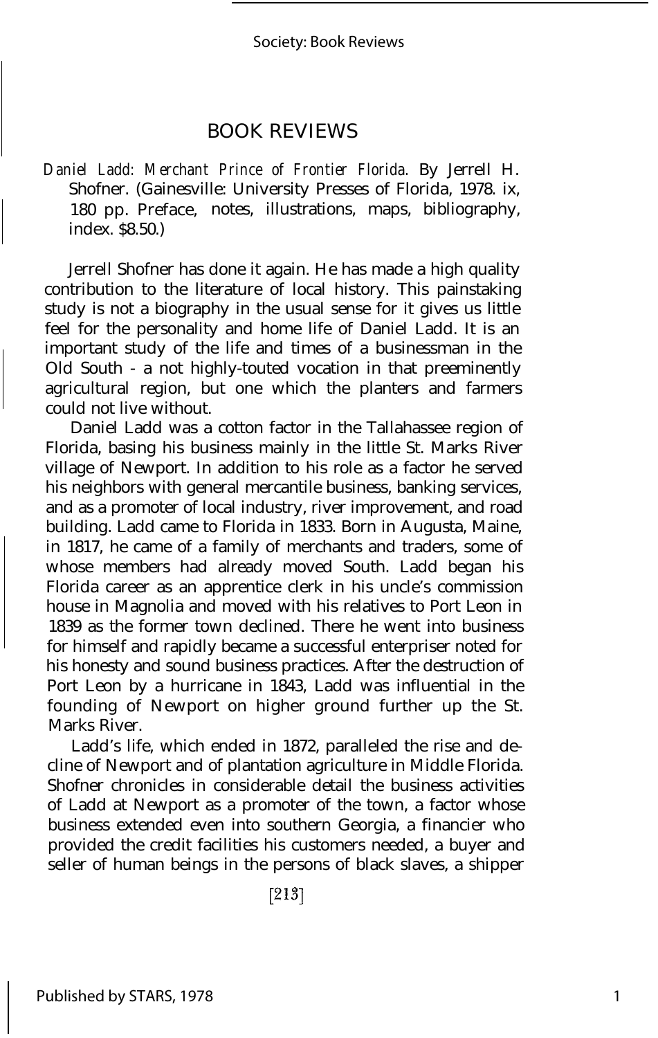# BOOK REVIEWS

*Daniel Ladd: Merchant Prince of Frontier Florida.* By Jerrell H. Shofner. (Gainesville: University Presses of Florida, 1978. ix, 180 pp. Preface, notes, illustrations, maps, bibliography, index. $8.50.)

Jerrell Shofner has done it again. He has made a high quality contribution to the literature of local history. This painstaking study is not a biography in the usual sense for it gives us little feel for the personality and home life of Daniel Ladd. It is an important study of the life and times of a businessman in the Old South - a not highly-touted vocation in that preeminently agricultural region, but one which the planters and farmers could not live without.

Daniel Ladd was a cotton factor in the Tallahassee region of Florida, basing his business mainly in the little St. Marks River village of Newport. In addition to his role as a factor he served his neighbors with general mercantile business, banking services, and as a promoter of local industry, river improvement, and road building. Ladd came to Florida in 1833. Born in Augusta, Maine, in 1817, he came of a family of merchants and traders, some of whose members had already moved South. Ladd began his Florida career as an apprentice clerk in his uncle's commission house in Magnolia and moved with his relatives to Port Leon in 1839 as the former town declined. There he went into business for himself and rapidly became a successful enterpriser noted for his honesty and sound business practices. After the destruction of Port Leon by a hurricane in 1843, Ladd was influential in the founding of Newport on higher ground further up the St. Marks River.

Ladd's life, which ended in 1872, paralleled the rise and decline of Newport and of plantation agriculture in Middle Florida. Shofner chronicles in considerable detail the business activities of Ladd at Newport as a promoter of the town, a factor whose business extended even into southern Georgia, a financier who provided the credit facilities his customers needed, a buyer and seller of human beings in the persons of black slaves, a shipper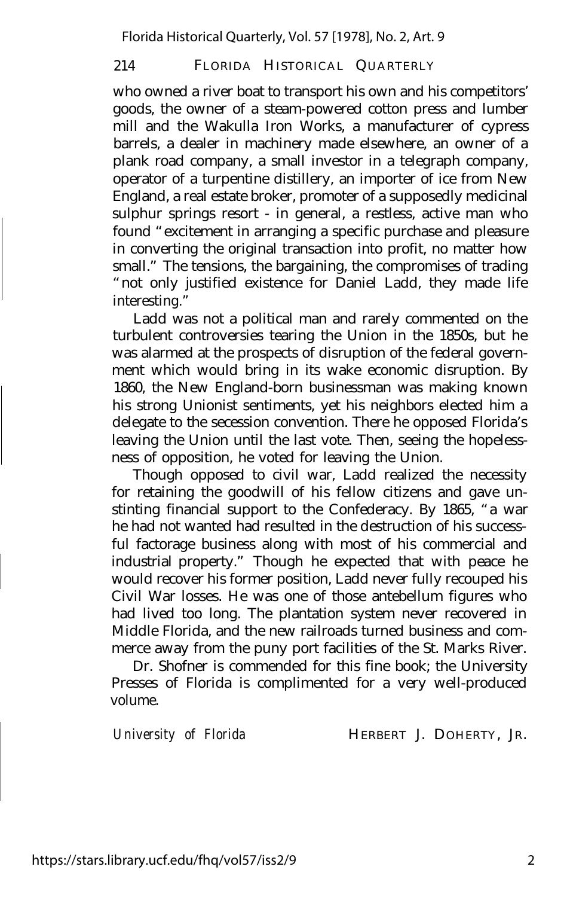who owned a river boat to transport his own and his competitors' goods, the owner of a steam-powered cotton press and lumber mill and the Wakulla Iron Works, a manufacturer of cypress barrels, a dealer in machinery made elsewhere, an owner of a plank road company, a small investor in a telegraph company, operator of a turpentine distillery, an importer of ice from New England, a real estate broker, promoter of a supposedly medicinal sulphur springs resort - in general, a restless, active man who found "excitement in arranging a specific purchase and pleasure in converting the original transaction into profit, no matter how small." The tensions, the bargaining, the compromises of trading "not only justified existence for Daniel Ladd, they made life interesting."

Ladd was not a political man and rarely commented on the turbulent controversies tearing the Union in the 1850s, but he was alarmed at the prospects of disruption of the federal government which would bring in its wake economic disruption. By 1860, the New England-born businessman was making known his strong Unionist sentiments, yet his neighbors elected him a delegate to the secession convention. There he opposed Florida's leaving the Union until the last vote. Then, seeing the hopelessness of opposition, he voted for leaving the Union.

Though opposed to civil war, Ladd realized the necessity for retaining the goodwill of his fellow citizens and gave unstinting financial support to the Confederacy. By 1865, "a war he had not wanted had resulted in the destruction of his successful factorage business along with most of his commercial and industrial property." Though he expected that with peace he would recover his former position, Ladd never fully recouped his Civil War losses. He was one of those antebellum figures who had lived too long. The plantation system never recovered in Middle Florida, and the new railroads turned business and commerce away from the puny port facilities of the St. Marks River.

Dr. Shofner is commended for this fine book; the University Presses of Florida is complimented for a very well-produced volume.

*University of Florida* HERBERT J. DOHERTY, JR.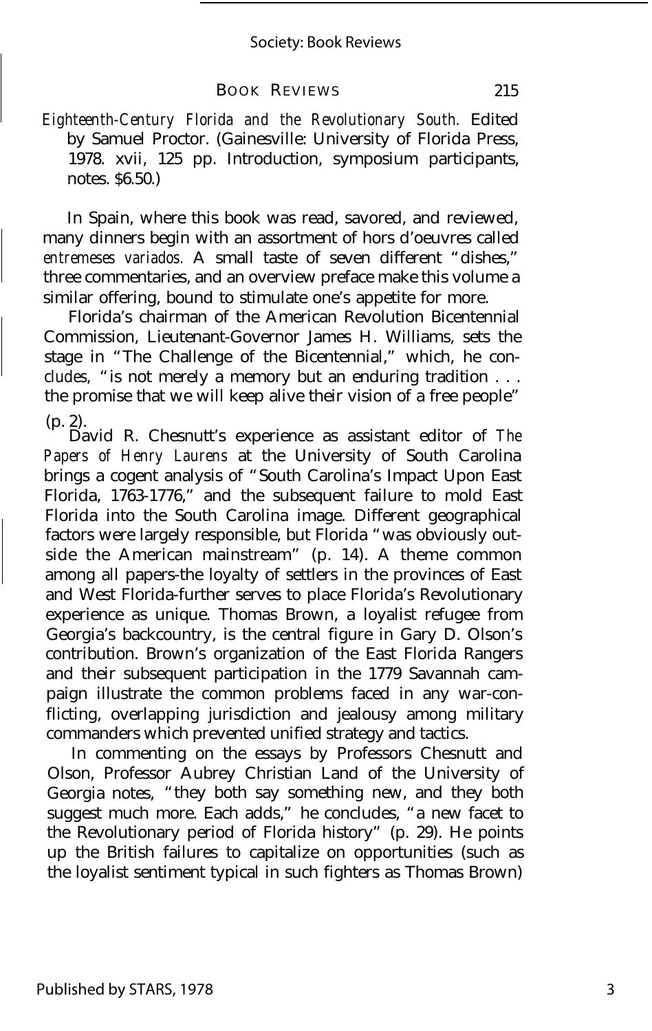*Eighteenth-Century Florida and the Revolutionary South.* Edited by Samuel Proctor. (Gainesville: University of Florida Press, 1978. xvii, 125 pp. Introduction, symposium participants, notes. $6.50.)

In Spain, where this book was read, savored, and reviewed, many dinners begin with an assortment of hors d'oeuvres called *entremeses variados.* A small taste of seven different "dishes," three commentaries, and an overview preface make this volume a similar offering, bound to stimulate one's appetite for more.

Florida's chairman of the American Revolution Bicentennial Commission, Lieutenant-Governor James H. Williams, sets the stage in "The Challenge of the Bicentennial," which, he concludes, "is not merely a memory but an enduring tradition . . . the promise that we will keep alive their vision of a free people" (p. 2).

David R. Chesnutt's experience as assistant editor of *The Papers of Henry Laurens* at the University of South Carolina brings a cogent analysis of "South Carolina's Impact Upon East Florida, 1763-1776," and the subsequent failure to mold East Florida into the South Carolina image. Different geographical factors were largely responsible, but Florida "was obviously outside the American mainstream" (p. 14). A theme common among all papers-the loyalty of settlers in the provinces of East and West Florida-further serves to place Florida's Revolutionary experience as unique. Thomas Brown, a loyalist refugee from Georgia's backcountry, is the central figure in Gary D. Olson's contribution. Brown's organization of the East Florida Rangers and their subsequent participation in the 1779 Savannah campaign illustrate the common problems faced in any war-conflicting, overlapping jurisdiction and jealousy among military commanders which prevented unified strategy and tactics.

In commenting on the essays by Professors Chesnutt and Olson, Professor Aubrey Christian Land of the University of Georgia notes, "they both say something new, and they both suggest much more. Each adds," he concludes, "a new facet to the Revolutionary period of Florida history" (p. 29). He points up the British failures to capitalize on opportunities (such as the loyalist sentiment typical in such fighters as Thomas Brown)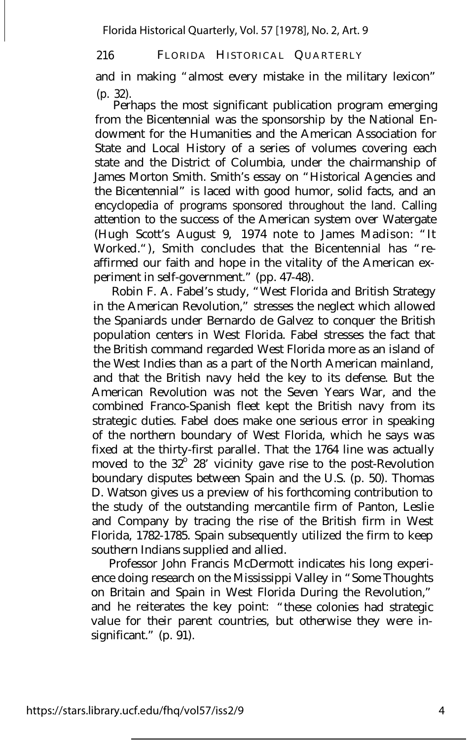and in making "almost every mistake in the military lexicon" (p. 32).

Perhaps the most significant publication program emerging from the Bicentennial was the sponsorship by the National Endowment for the Humanities and the American Association for State and Local History of a series of volumes covering each state and the District of Columbia, under the chairmanship of James Morton Smith. Smith's essay on "Historical Agencies and the Bicentennial" is laced with good humor, solid facts, and an encyclopedia of programs sponsored throughout the land. Calling attention to the success of the American system over Watergate (Hugh Scott's August 9, 1974 note to James Madison: "It Worked."), Smith concludes that the Bicentennial has "reaffirmed our faith and hope in the vitality of the American experiment in self-government." (pp. 47-48).

Robin F. A. Fabel's study, "West Florida and British Strategy in the American Revolution," stresses the neglect which allowed the Spaniards under Bernardo de Galvez to conquer the British population centers in West Florida. Fabel stresses the fact that the British command regarded West Florida more as an island of the West Indies than as a part of the North American mainland, and that the British navy held the key to its defense. But the American Revolution was not the Seven Years War, and the combined Franco-Spanish fleet kept the British navy from its strategic duties. Fabel does make one serious error in speaking of the northern boundary of West Florida, which he says was fixed at the thirty-first parallel. That the 1764 line was actually moved to the 32° 28' vicinity gave rise to the post-Revolution boundary disputes between Spain and the U.S. (p. 50). Thomas D. Watson gives us a preview of his forthcoming contribution to the study of the outstanding mercantile firm of Panton, Leslie and Company by tracing the rise of the British firm in West Florida, 1782-1785. Spain subsequently utilized the firm to keep southern Indians supplied and allied.

Professor John Francis McDermott indicates his long experience doing research on the Mississippi Valley in "Some Thoughts on Britain and Spain in West Florida During the Revolution," and he reiterates the key point: "these colonies had strategic value for their parent countries, but otherwise they were insignificant." (p. 91).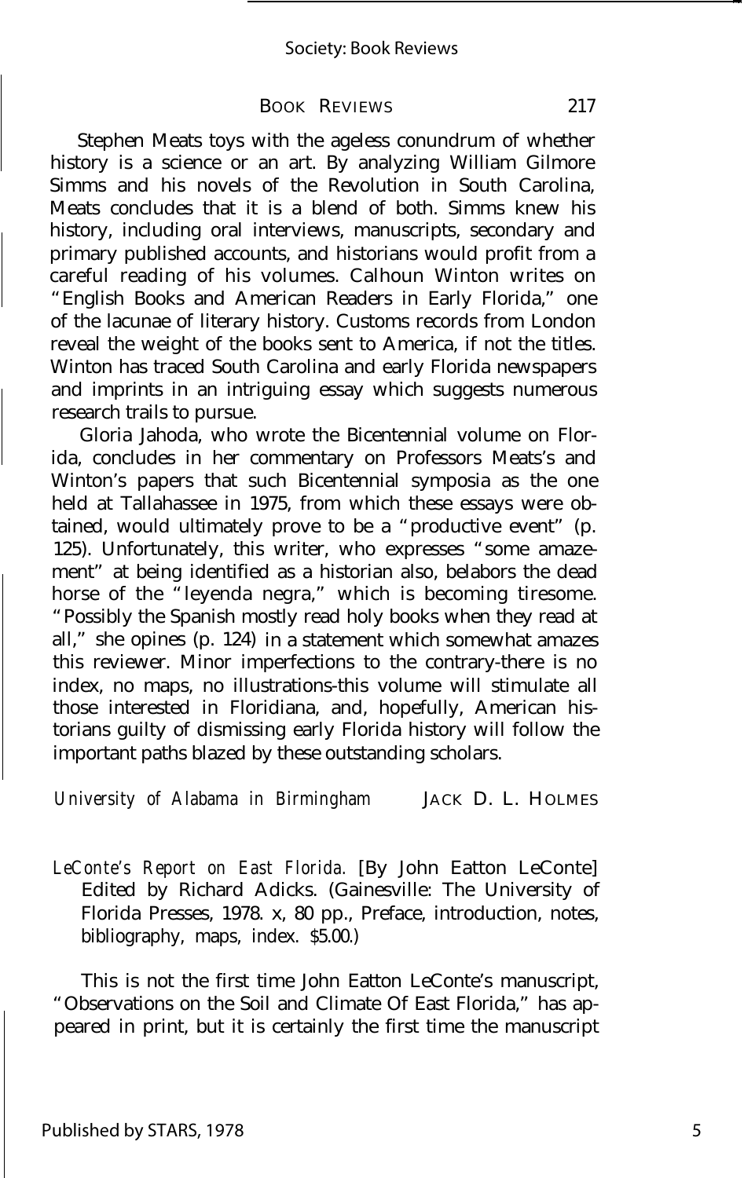Stephen Meats toys with the ageless conundrum of whether history is a science or an art. By analyzing William Gilmore Simms and his novels of the Revolution in South Carolina, Meats concludes that it is a blend of both. Simms knew his history, including oral interviews, manuscripts, secondary and primary published accounts, and historians would profit from a careful reading of his volumes. Calhoun Winton writes on "English Books and American Readers in Early Florida," one of the lacunae of literary history. Customs records from London reveal the weight of the books sent to America, if not the titles. Winton has traced South Carolina and early Florida newspapers and imprints in an intriguing essay which suggests numerous research trails to pursue.

Gloria Jahoda, who wrote the Bicentennial volume on Florida, concludes in her commentary on Professors Meats's and Winton's papers that such Bicentennial symposia as the one held at Tallahassee in 1975, from which these essays were obtained, would ultimately prove to be a "productive event" (p. 125). Unfortunately, this writer, who expresses "some amazement" at being identified as a historian also, belabors the dead horse of the "leyenda negra," which is becoming tiresome. "Possibly the Spanish mostly read holy books when they read at all," she opines (p. 124) in a statement which somewhat amazes this reviewer. Minor imperfections to the contrary-there is no index, no maps, no illustrations-this volume will stimulate all those interested in Floridiana, and, hopefully, American historians guilty of dismissing early Florida history will follow the important paths blazed by these outstanding scholars.

*University of Alabama in Birmingham* JACK D. L. HOLMES

*LeConte's Report on East Florida.* [By John Eatton LeConte] Edited by Richard Adicks. (Gainesville: The University of Florida Presses, 1978. x, 80 pp., Preface, introduction, notes, bibliography, maps, index. $5.00.)

This is not the first time John Eatton LeConte's manuscript, "Observations on the Soil and Climate Of East Florida," has appeared in print, but it is certainly the first time the manuscript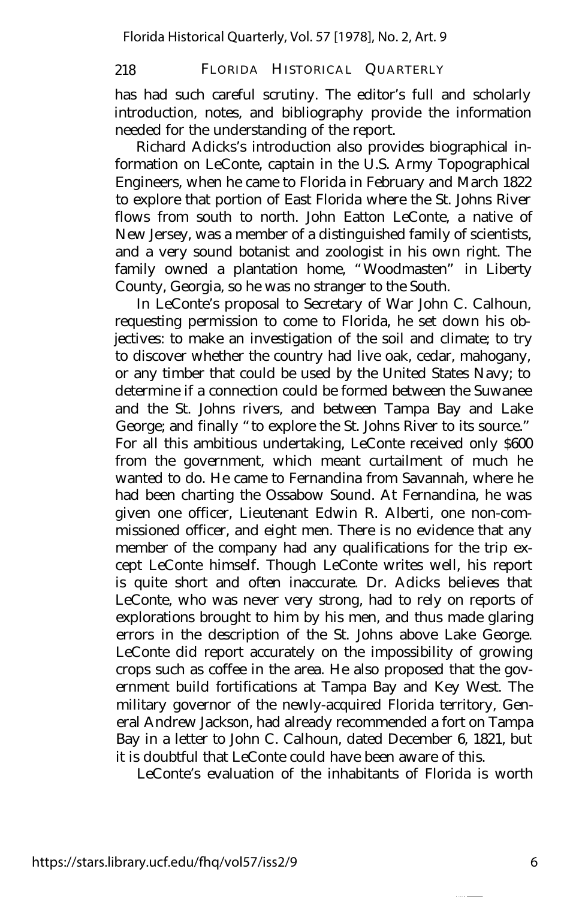has had such careful scrutiny. The editor's full and scholarly introduction, notes, and bibliography provide the information needed for the understanding of the report.

Richard Adicks's introduction also provides biographical information on LeConte, captain in the U.S. Army Topographical Engineers, when he came to Florida in February and March 1822 to explore that portion of East Florida where the St. Johns River flows from south to north. John Eatton LeConte, a native of New Jersey, was a member of a distinguished family of scientists, and a very sound botanist and zoologist in his own right. The family owned a plantation home, "Woodmasten" in Liberty County, Georgia, so he was no stranger to the South.

In LeConte's proposal to Secretary of War John C. Calhoun, requesting permission to come to Florida, he set down his objectives: to make an investigation of the soil and climate; to try to discover whether the country had live oak, cedar, mahogany, or any timber that could be used by the United States Navy; to determine if a connection could be formed between the Suwanee and the St. Johns rivers, and between Tampa Bay and Lake George; and finally "to explore the St. Johns River to its source." For all this ambitious undertaking, LeConte received only $600 from the government, which meant curtailment of much he wanted to do. He came to Fernandina from Savannah, where he had been charting the Ossabow Sound. At Fernandina, he was given one officer, Lieutenant Edwin R. Alberti, one non-commissioned officer, and eight men. There is no evidence that any member of the company had any qualifications for the trip except LeConte himself. Though LeConte writes well, his report is quite short and often inaccurate. Dr. Adicks believes that LeConte, who was never very strong, had to rely on reports of explorations brought to him by his men, and thus made glaring errors in the description of the St. Johns above Lake George. LeConte did report accurately on the impossibility of growing crops such as coffee in the area. He also proposed that the government build fortifications at Tampa Bay and Key West. The military governor of the newly-acquired Florida territory, General Andrew Jackson, had already recommended a fort on Tampa Bay in a letter to John C. Calhoun, dated December 6, 1821, but it is doubtful that LeConte could have been aware of this.

LeConte's evaluation of the inhabitants of Florida is worth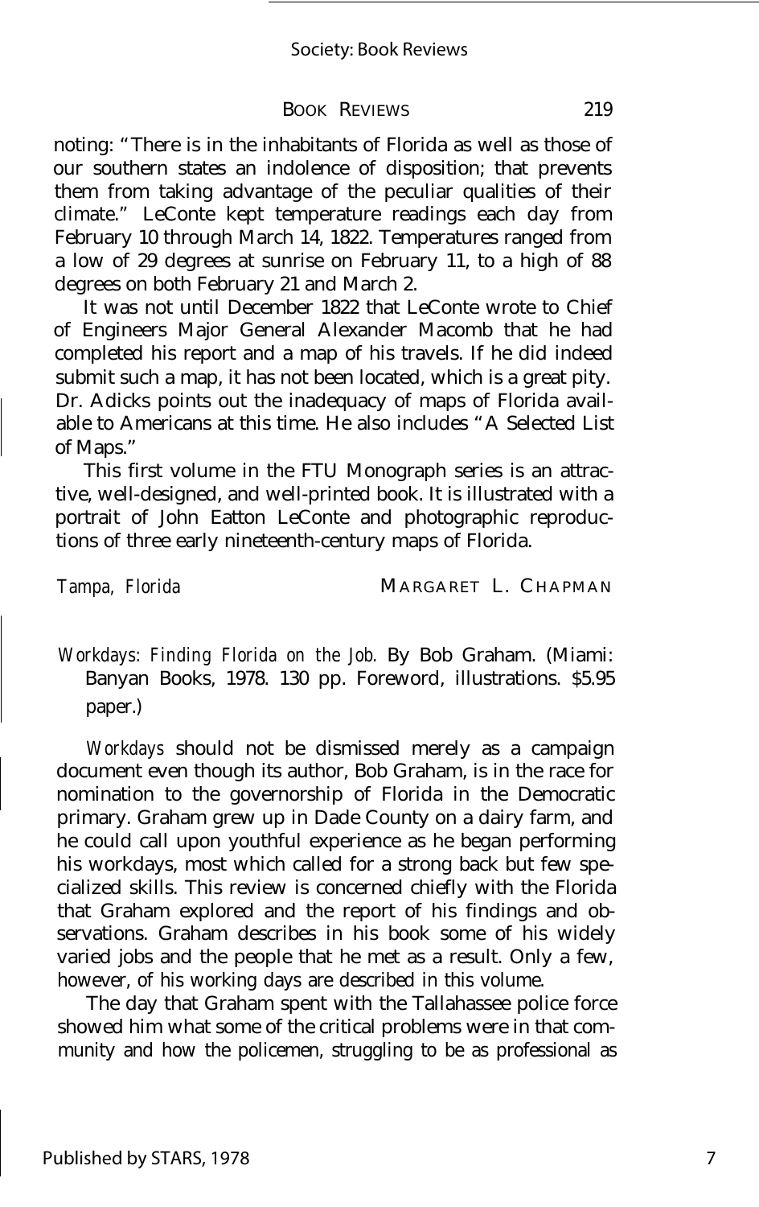noting: "There is in the inhabitants of Florida as well as those of our southern states an indolence of disposition; that prevents them from taking advantage of the peculiar qualities of their climate." LeConte kept temperature readings each day from February 10 through March 14, 1822. Temperatures ranged from a low of 29 degrees at sunrise on February 11, to a high of 88 degrees on both February 21 and March 2.

It was not until December 1822 that LeConte wrote to Chief of Engineers Major General Alexander Macomb that he had completed his report and a map of his travels. If he did indeed submit such a map, it has not been located, which is a great pity. Dr. Adicks points out the inadequacy of maps of Florida available to Americans at this time. He also includes "A Selected List of Maps."

This first volume in the FTU Monograph series is an attractive, well-designed, and well-printed book. It is illustrated with a portrait of John Eatton LeConte and photographic reproductions of three early nineteenth-century maps of Florida.

*Tampa, Florida* MARGARET L. CHAPMAN

*Workdays: Finding Florida on the Job.* By Bob Graham. (Miami: Banyan Books, 1978. 130 pp. Foreword, illustrations. $5.95 paper.)

*Workdays* should not be dismissed merely as a campaign document even though its author, Bob Graham, is in the race for nomination to the governorship of Florida in the Democratic primary. Graham grew up in Dade County on a dairy farm, and he could call upon youthful experience as he began performing his workdays, most which called for a strong back but few specialized skills. This review is concerned chiefly with the Florida that Graham explored and the report of his findings and observations. Graham describes in his book some of his widely varied jobs and the people that he met as a result. Only a few, however, of his working days are described in this volume.

The day that Graham spent with the Tallahassee police force showed him what some of the critical problems were in that community and how the policemen, struggling to be as professional as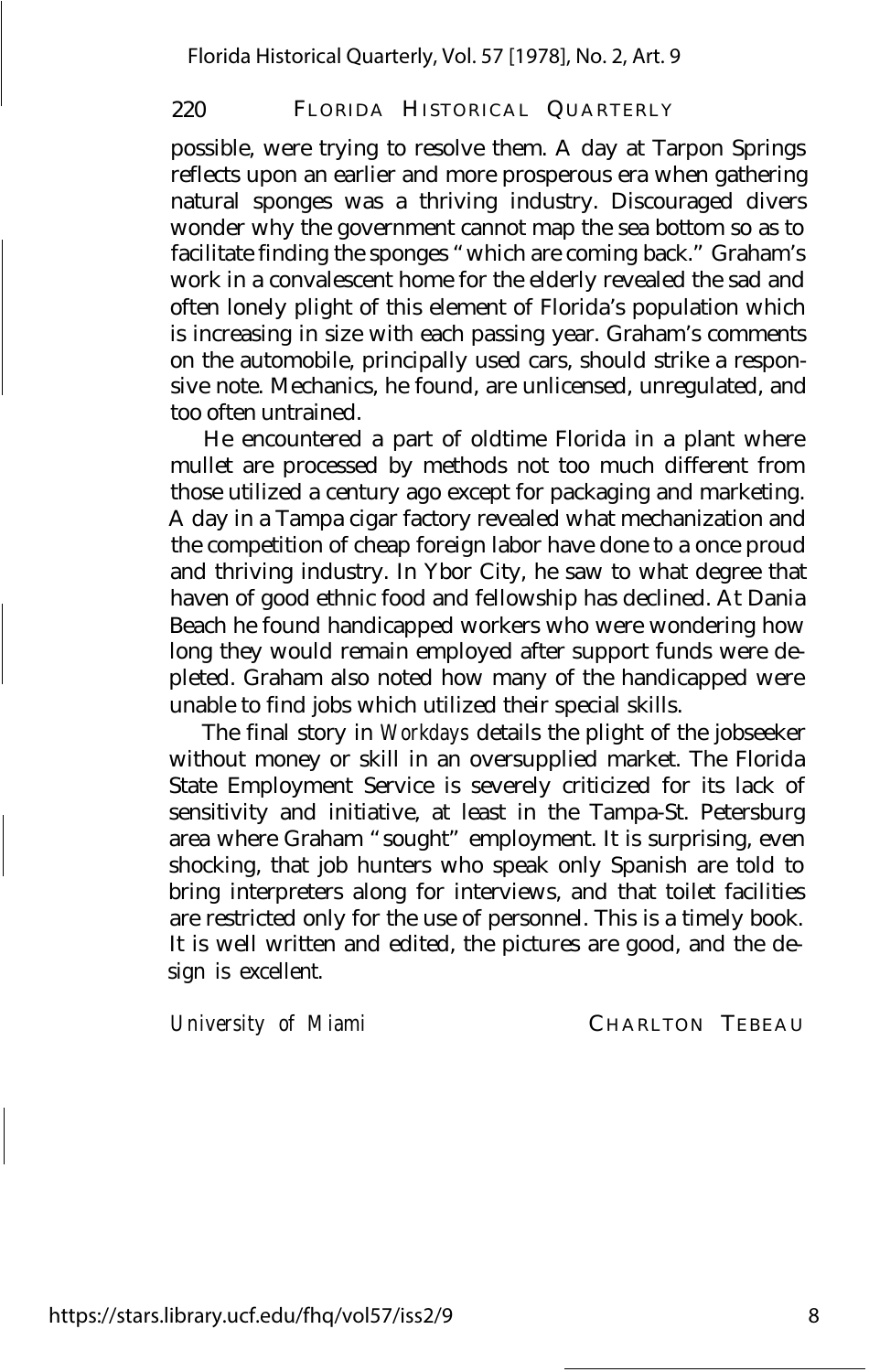possible, were trying to resolve them. A day at Tarpon Springs reflects upon an earlier and more prosperous era when gathering natural sponges was a thriving industry. Discouraged divers wonder why the government cannot map the sea bottom so as to facilitate finding the sponges "which are coming back." Graham's work in a convalescent home for the elderly revealed the sad and often lonely plight of this element of Florida's population which is increasing in size with each passing year. Graham's comments on the automobile, principally used cars, should strike a responsive note. Mechanics, he found, are unlicensed, unregulated, and too often untrained.

He encountered a part of oldtime Florida in a plant where mullet are processed by methods not too much different from those utilized a century ago except for packaging and marketing. A day in a Tampa cigar factory revealed what mechanization and the competition of cheap foreign labor have done to a once proud and thriving industry. In Ybor City, he saw to what degree that haven of good ethnic food and fellowship has declined. At Dania Beach he found handicapped workers who were wondering how long they would remain employed after support funds were depleted. Graham also noted how many of the handicapped were unable to find jobs which utilized their special skills.

The final story in *Workdays* details the plight of the jobseeker without money or skill in an oversupplied market. The Florida State Employment Service is severely criticized for its lack of sensitivity and initiative, at least in the Tampa-St. Petersburg area where Graham "sought" employment. It is surprising, even shocking, that job hunters who speak only Spanish are told to bring interpreters along for interviews, and that toilet facilities are restricted only for the use of personnel. This is a timely book. It is well written and edited, the pictures are good, and the design is excellent.

*University of Miami* CHARLTON TEBEAU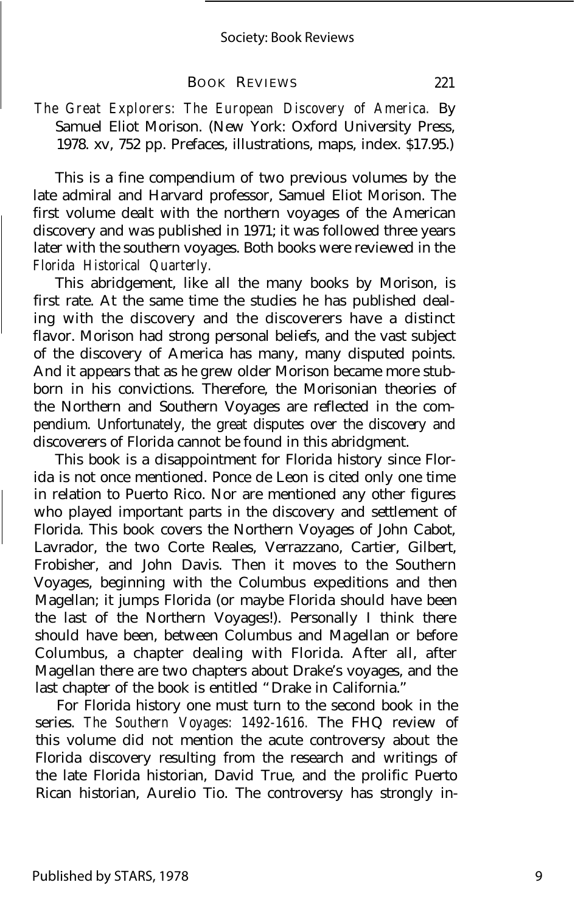*The Great Explorers: The European Discovery of America.* By Samuel Eliot Morison. (New York: Oxford University Press, 1978. xv, 752 pp. Prefaces, illustrations, maps, index. $17.95.)

This is a fine compendium of two previous volumes by the late admiral and Harvard professor, Samuel Eliot Morison. The first volume dealt with the northern voyages of the American discovery and was published in 1971; it was followed three years later with the southern voyages. Both books were reviewed in the *Florida Historical Quarterly.*

This abridgement, like all the many books by Morison, is first rate. At the same time the studies he has published dealing with the discovery and the discoverers have a distinct flavor. Morison had strong personal beliefs, and the vast subject of the discovery of America has many, many disputed points. And it appears that as he grew older Morison became more stubborn in his convictions. Therefore, the Morisonian theories of the Northern and Southern Voyages are reflected in the compendium. Unfortunately, the great disputes over the discovery and discoverers of Florida cannot be found in this abridgment.

This book is a disappointment for Florida history since Florida is not once mentioned. Ponce de Leon is cited only one time in relation to Puerto Rico. Nor are mentioned any other figures who played important parts in the discovery and settlement of Florida. This book covers the Northern Voyages of John Cabot, Lavrador, the two Corte Reales, Verrazzano, Cartier, Gilbert, Frobisher, and John Davis. Then it moves to the Southern Voyages, beginning with the Columbus expeditions and then Magellan; it jumps Florida (or maybe Florida should have been the last of the Northern Voyages!). Personally I think there should have been, between Columbus and Magellan or before Columbus, a chapter dealing with Florida. After all, after Magellan there are two chapters about Drake's voyages, and the last chapter of the book is entitled "Drake in California."

For Florida history one must turn to the second book in the series. *The Southern Voyages: 1492-1616.* The FHQ review of this volume did not mention the acute controversy about the Florida discovery resulting from the research and writings of the late Florida historian, David True, and the prolific Puerto Rican historian, Aurelio Tio. The controversy has strongly in-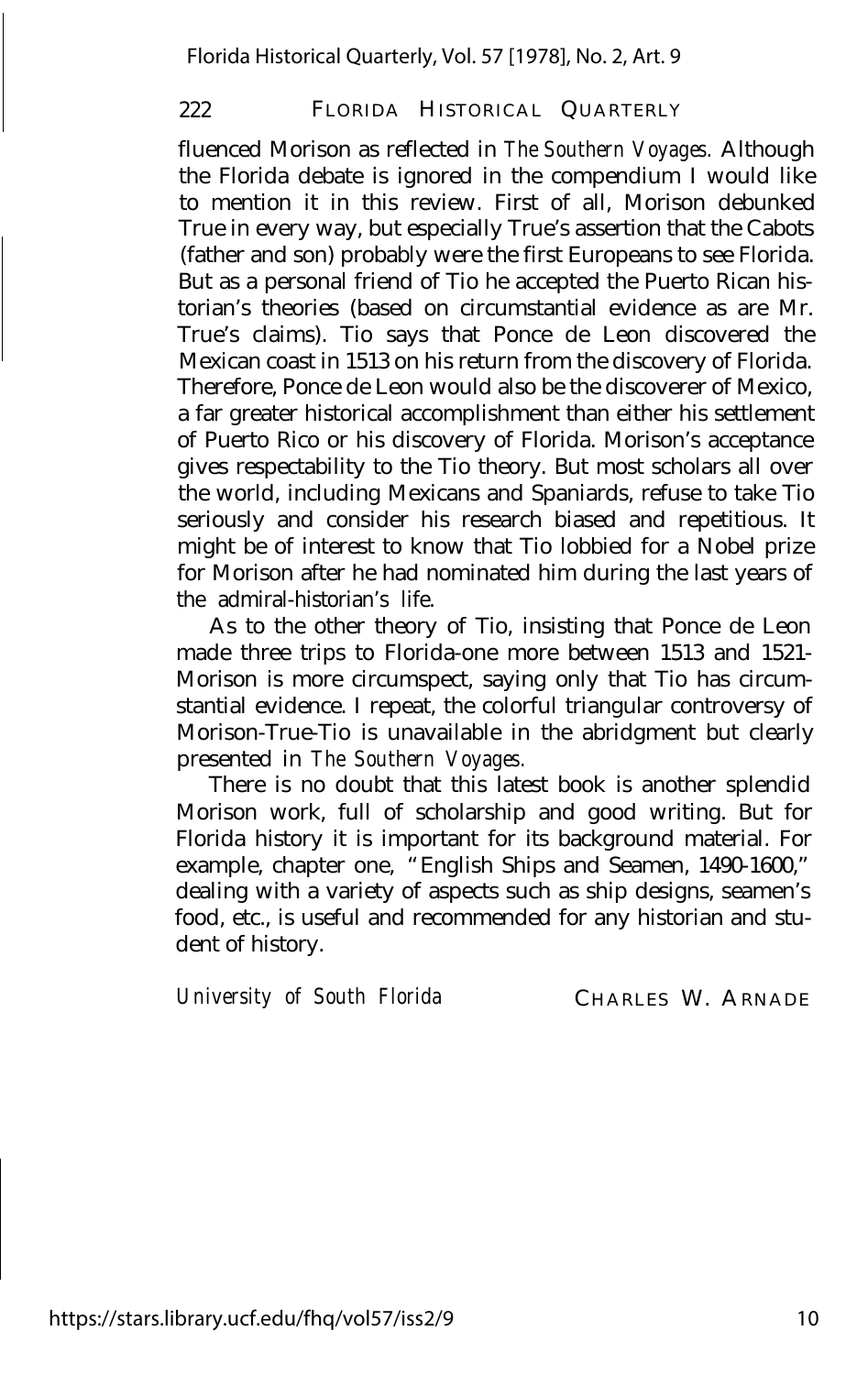fluenced Morison as reflected in *The Southern Voyages.* Although the Florida debate is ignored in the compendium I would like to mention it in this review. First of all, Morison debunked True in every way, but especially True's assertion that the Cabots (father and son) probably were the first Europeans to see Florida. But as a personal friend of Tio he accepted the Puerto Rican historian's theories (based on circumstantial evidence as are Mr. True's claims). Tio says that Ponce de Leon discovered the Mexican coast in 1513 on his return from the discovery of Florida. Therefore, Ponce de Leon would also be the discoverer of Mexico, a far greater historical accomplishment than either his settlement of Puerto Rico or his discovery of Florida. Morison's acceptance gives respectability to the Tio theory. But most scholars all over the world, including Mexicans and Spaniards, refuse to take Tio seriously and consider his research biased and repetitious. It might be of interest to know that Tio lobbied for a Nobel prize for Morison after he had nominated him during the last years of the admiral-historian's life.

As to the other theory of Tio, insisting that Ponce de Leon made three trips to Florida-one more between 1513 and 1521-Morison is more circumspect, saying only that Tio has circumstantial evidence. I repeat, the colorful triangular controversy of Morison-True-Tio is unavailable in the abridgment but clearly presented in *The Southern Voyages.*

There is no doubt that this latest book is another splendid Morison work, full of scholarship and good writing. But for Florida history it is important for its background material. For example, chapter one, "English Ships and Seamen, 1490-1600," dealing with a variety of aspects such as ship designs, seamen's food, etc., is useful and recommended for any historian and student of history.

*University of South Florida* CHARLES W. ARNADE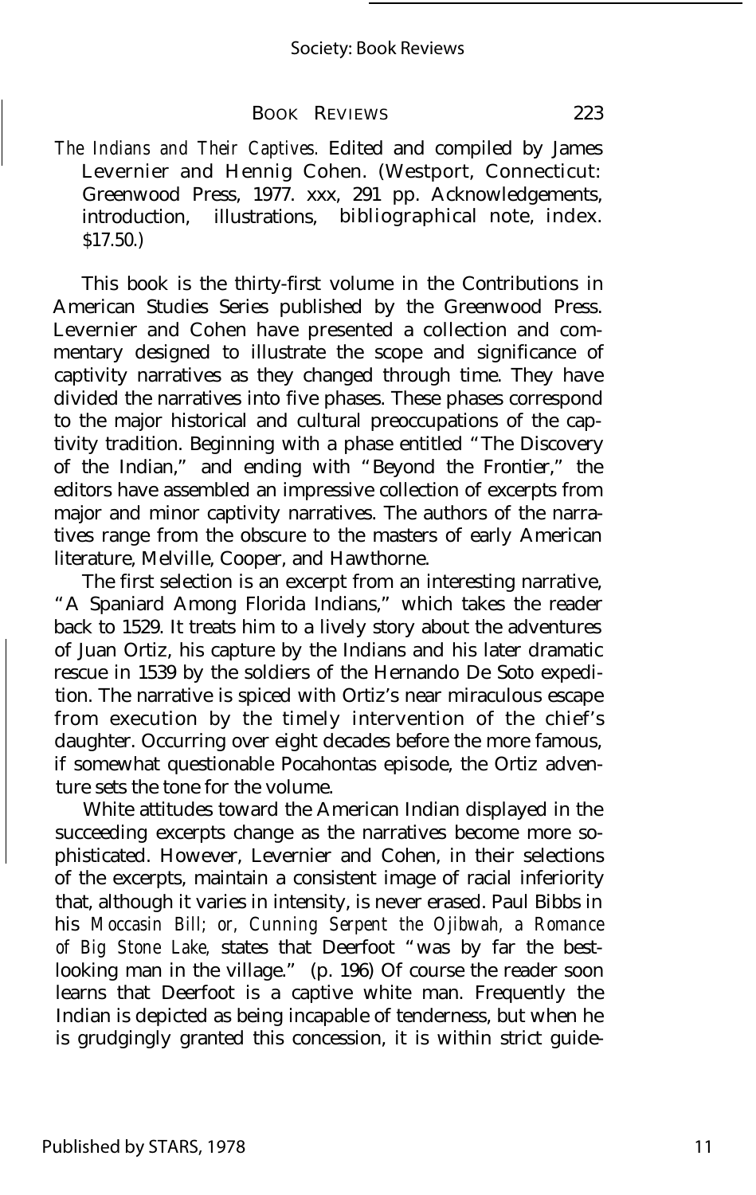*The Indians and Their Captives.* Edited and compiled by James Levernier and Hennig Cohen. (Westport, Connecticut: Greenwood Press, 1977. xxx, 291 pp. Acknowledgements, introduction, illustrations, bibliographical note, index. $17.50.)

This book is the thirty-first volume in the Contributions in American Studies Series published by the Greenwood Press. Levernier and Cohen have presented a collection and commentary designed to illustrate the scope and significance of captivity narratives as they changed through time. They have divided the narratives into five phases. These phases correspond to the major historical and cultural preoccupations of the captivity tradition. Beginning with a phase entitled "The Discovery of the Indian," and ending with "Beyond the Frontier," the editors have assembled an impressive collection of excerpts from major and minor captivity narratives. The authors of the narratives range from the obscure to the masters of early American literature, Melville, Cooper, and Hawthorne.

The first selection is an excerpt from an interesting narrative, "A Spaniard Among Florida Indians," which takes the reader back to 1529. It treats him to a lively story about the adventures of Juan Ortiz, his capture by the Indians and his later dramatic rescue in 1539 by the soldiers of the Hernando De Soto expedition. The narrative is spiced with Ortiz's near miraculous escape from execution by the timely intervention of the chief's daughter. Occurring over eight decades before the more famous, if somewhat questionable Pocahontas episode, the Ortiz adventure sets the tone for the volume.

White attitudes toward the American Indian displayed in the succeeding excerpts change as the narratives become more sophisticated. However, Levernier and Cohen, in their selections of the excerpts, maintain a consistent image of racial inferiority that, although it varies in intensity, is never erased. Paul Bibbs in his *Moccasin Bill; or, Cunning Serpent the Ojibwah, a Romance of Big Stone Lake,* states that Deerfoot "was by far the best-looking man in the village." (p. 196) Of course the reader soon learns that Deerfoot is a captive white man. Frequently the Indian is depicted as being incapable of tenderness, but when he is grudgingly granted this concession, it is within strict guide-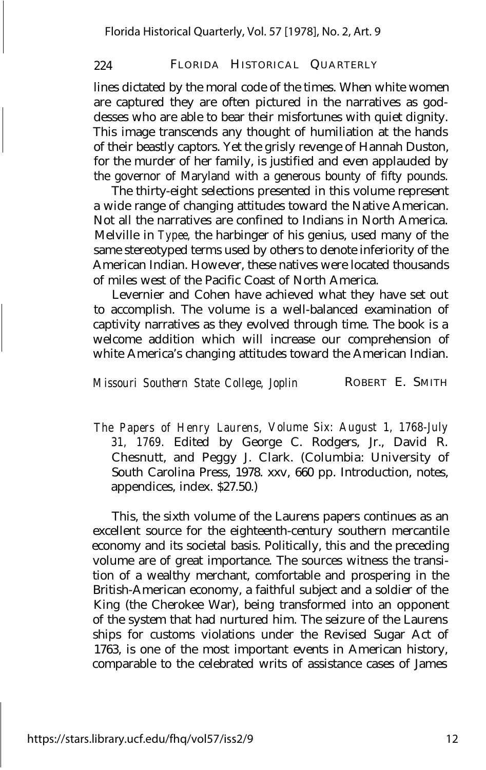lines dictated by the moral code of the times. When white women are captured they are often pictured in the narratives as goddesses who are able to bear their misfortunes with quiet dignity. This image transcends any thought of humiliation at the hands of their beastly captors. Yet the grisly revenge of Hannah Duston, for the murder of her family, is justified and even applauded by the governor of Maryland with a generous bounty of fifty pounds.

The thirty-eight selections presented in this volume represent a wide range of changing attitudes toward the Native American. Not all the narratives are confined to Indians in North America. Melville in *Typee,* the harbinger of his genius, used many of the same stereotyped terms used by others to denote inferiority of the American Indian. However, these natives were located thousands of miles west of the Pacific Coast of North America.

Levernier and Cohen have achieved what they have set out to accomplish. The volume is a well-balanced examination of captivity narratives as they evolved through time. The book is a welcome addition which will increase our comprehension of white America's changing attitudes toward the American Indian.

*Missouri Southern State College, Joplin* ROBERT E. SMITH

*The Papers of Henry Laurens, Volume Six: August 1, 1768-July 31, 1769.* Edited by George C. Rodgers, Jr., David R. Chesnutt, and Peggy J. Clark. (Columbia: University of South Carolina Press, 1978. xxv, 660 pp. Introduction, notes, appendices, index. $27.50.)

This, the sixth volume of the Laurens papers continues as an excellent source for the eighteenth-century southern mercantile economy and its societal basis. Politically, this and the preceding volume are of great importance. The sources witness the transition of a wealthy merchant, comfortable and prospering in the British-American economy, a faithful subject and a soldier of the King (the Cherokee War), being transformed into an opponent of the system that had nurtured him. The seizure of the Laurens ships for customs violations under the Revised Sugar Act of 1763, is one of the most important events in American history, comparable to the celebrated writs of assistance cases of James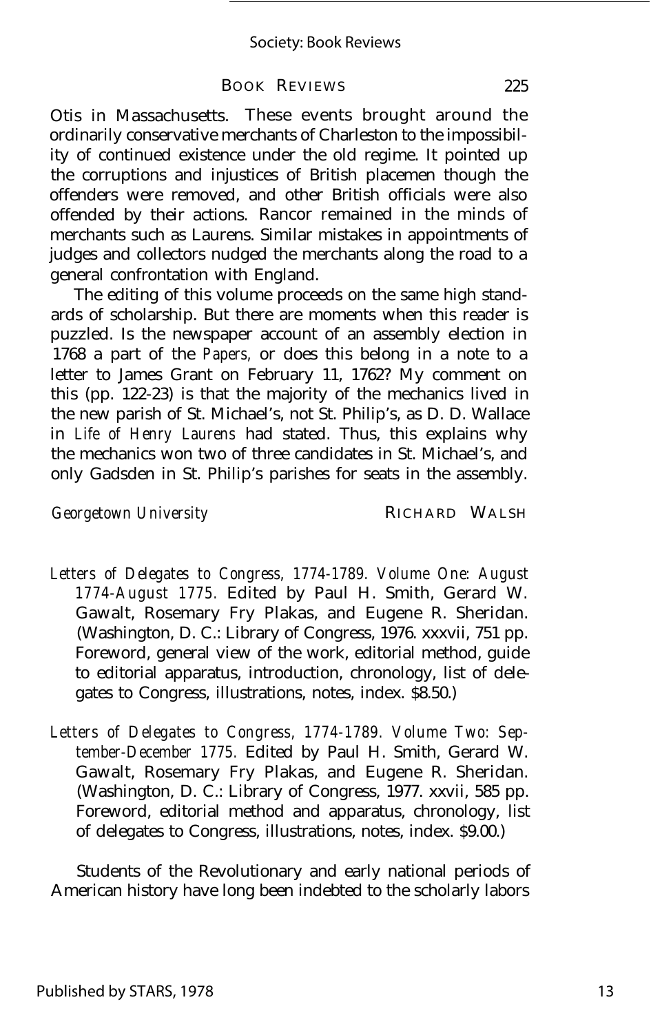Otis in Massachusetts. These events brought around the ordinarily conservative merchants of Charleston to the impossibility of continued existence under the old regime. It pointed up the corruptions and injustices of British placemen though the offenders were removed, and other British officials were also offended by their actions. Rancor remained in the minds of merchants such as Laurens. Similar mistakes in appointments of judges and collectors nudged the merchants along the road to a general confrontation with England.

The editing of this volume proceeds on the same high standards of scholarship. But there are moments when this reader is puzzled. Is the newspaper account of an assembly election in 1768 a part of the *Papers,* or does this belong in a note to a letter to James Grant on February 11, 1762? My comment on this (pp. 122-23) is that the majority of the mechanics lived in the new parish of St. Michael's, not St. Philip's, as D. D. Wallace in *Life of Henry Laurens* had stated. Thus, this explains why the mechanics won two of three candidates in St. Michael's, and only Gadsden in St. Philip's parishes for seats in the assembly.

*Georgetown University* RICHARD WALSH

*Letters of Delegates to Congress, 1774-1789. Volume One: August 1774-August 1775.* Edited by Paul H. Smith, Gerard W. Gawalt, Rosemary Fry Plakas, and Eugene R. Sheridan. (Washington, D. C.: Library of Congress, 1976. xxxvii, 751 pp. Foreword, general view of the work, editorial method, guide to editorial apparatus, introduction, chronology, list of delegates to Congress, illustrations, notes, index. $8.50.)

*Letters of Delegates to Congress, 1774-1789. Volume Two: September-December 1775.* Edited by Paul H. Smith, Gerard W. Gawalt, Rosemary Fry Plakas, and Eugene R. Sheridan. (Washington, D. C.: Library of Congress, 1977. xxvii, 585 pp. Foreword, editorial method and apparatus, chronology, list of delegates to Congress, illustrations, notes, index. $9.00.)

Students of the Revolutionary and early national periods of American history have long been indebted to the scholarly labors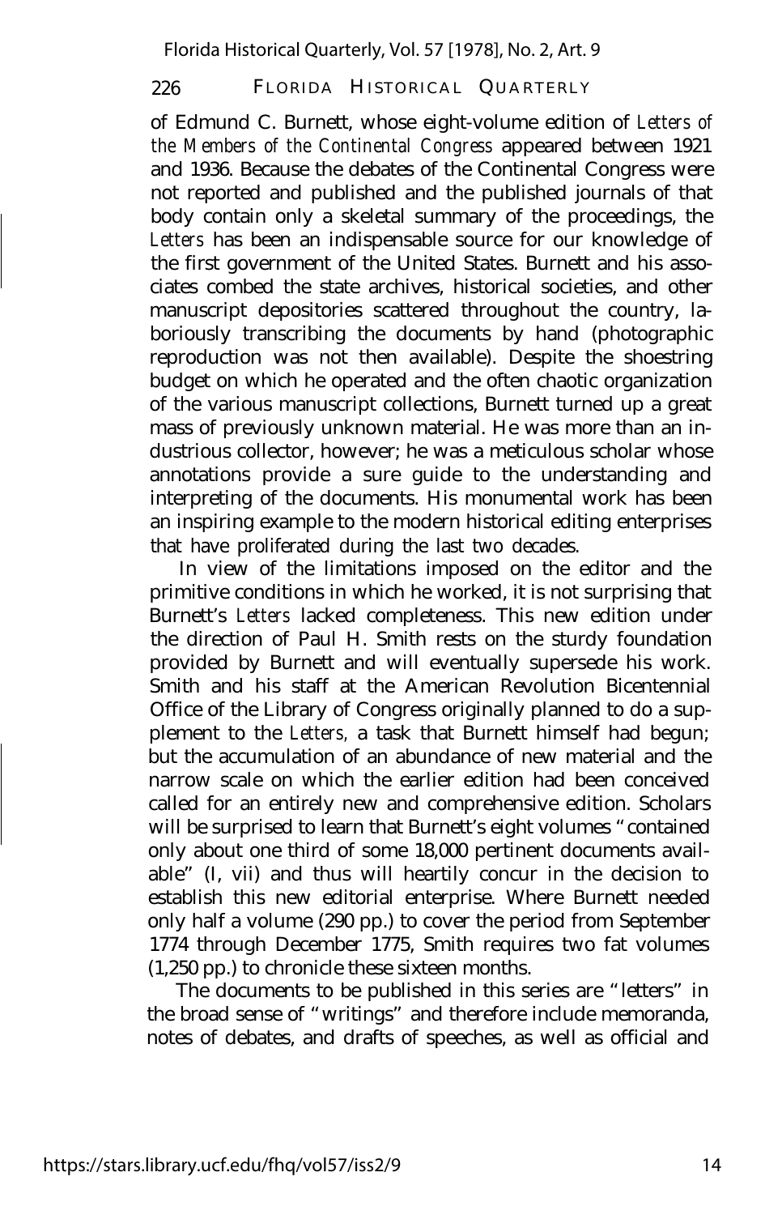of Edmund C. Burnett, whose eight-volume edition of *Letters of the Members of the Continental Congress* appeared between 1921 and 1936. Because the debates of the Continental Congress were not reported and published and the published journals of that body contain only a skeletal summary of the proceedings, the *Letters* has been an indispensable source for our knowledge of the first government of the United States. Burnett and his associates combed the state archives, historical societies, and other manuscript depositories scattered throughout the country, laboriously transcribing the documents by hand (photographic reproduction was not then available). Despite the shoestring budget on which he operated and the often chaotic organization of the various manuscript collections, Burnett turned up a great mass of previously unknown material. He was more than an industrious collector, however; he was a meticulous scholar whose annotations provide a sure guide to the understanding and interpreting of the documents. His monumental work has been an inspiring example to the modern historical editing enterprises that have proliferated during the last two decades.

In view of the limitations imposed on the editor and the primitive conditions in which he worked, it is not surprising that Burnett's *Letters* lacked completeness. This new edition under the direction of Paul H. Smith rests on the sturdy foundation provided by Burnett and will eventually supersede his work. Smith and his staff at the American Revolution Bicentennial Office of the Library of Congress originally planned to do a supplement to the *Letters,* a task that Burnett himself had begun; but the accumulation of an abundance of new material and the narrow scale on which the earlier edition had been conceived called for an entirely new and comprehensive edition. Scholars will be surprised to learn that Burnett's eight volumes "contained only about one third of some 18,000 pertinent documents available" (I, vii) and thus will heartily concur in the decision to establish this new editorial enterprise. Where Burnett needed only half a volume (290 pp.) to cover the period from September 1774 through December 1775, Smith requires two fat volumes (1,250 pp.) to chronicle these sixteen months.

The documents to be published in this series are "letters" in the broad sense of "writings" and therefore include memoranda, notes of debates, and drafts of speeches, as well as official and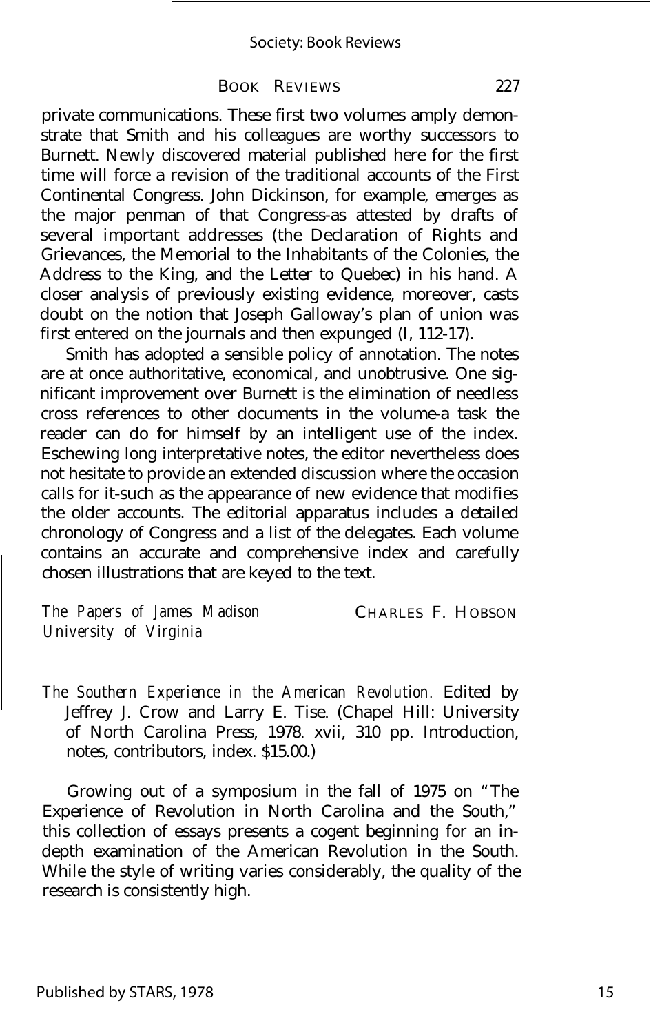private communications. These first two volumes amply demonstrate that Smith and his colleagues are worthy successors to Burnett. Newly discovered material published here for the first time will force a revision of the traditional accounts of the First Continental Congress. John Dickinson, for example, emerges as the major penman of that Congress-as attested by drafts of several important addresses (the Declaration of Rights and Grievances, the Memorial to the Inhabitants of the Colonies, the Address to the King, and the Letter to Quebec) in his hand. A closer analysis of previously existing evidence, moreover, casts doubt on the notion that Joseph Galloway's plan of union was first entered on the journals and then expunged (I, 112-17).

Smith has adopted a sensible policy of annotation. The notes are at once authoritative, economical, and unobtrusive. One significant improvement over Burnett is the elimination of needless cross references to other documents in the volume-a task the reader can do for himself by an intelligent use of the index. Eschewing long interpretative notes, the editor nevertheless does not hesitate to provide an extended discussion where the occasion calls for it-such as the appearance of new evidence that modifies the older accounts. The editorial apparatus includes a detailed chronology of Congress and a list of the delegates. Each volume contains an accurate and comprehensive index and carefully chosen illustrations that are keyed to the text.

*The Papers of James Madison*
*University of Virginia*

CHARLES F. HOBSON

*The Southern Experience in the American Revolution.* Edited by Jeffrey J. Crow and Larry E. Tise. (Chapel Hill: University of North Carolina Press, 1978. xvii, 310 pp. Introduction, notes, contributors, index. $15.00.)

Growing out of a symposium in the fall of 1975 on "The Experience of Revolution in North Carolina and the South," this collection of essays presents a cogent beginning for an in-depth examination of the American Revolution in the South. While the style of writing varies considerably, the quality of the research is consistently high.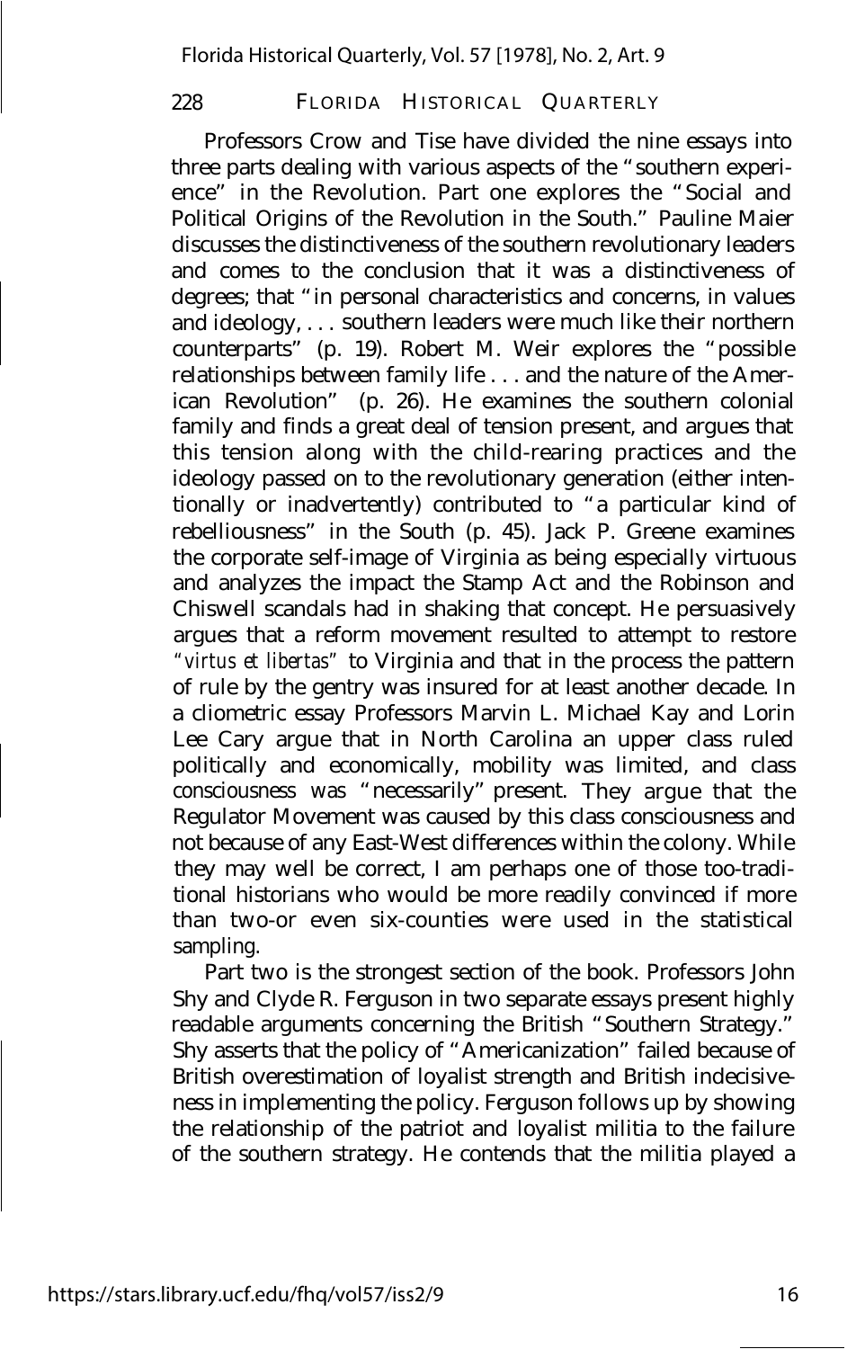Professors Crow and Tise have divided the nine essays into three parts dealing with various aspects of the "southern experience" in the Revolution. Part one explores the "Social and Political Origins of the Revolution in the South." Pauline Maier discusses the distinctiveness of the southern revolutionary leaders and comes to the conclusion that it was a distinctiveness of degrees; that "in personal characteristics and concerns, in values and ideology, . . . southern leaders were much like their northern counterparts" (p. 19). Robert M. Weir explores the "possible relationships between family life . . . and the nature of the American Revolution" (p. 26). He examines the southern colonial family and finds a great deal of tension present, and argues that this tension along with the child-rearing practices and the ideology passed on to the revolutionary generation (either intentionally or inadvertently) contributed to "a particular kind of rebelliousness" in the South (p. 45). Jack P. Greene examines the corporate self-image of Virginia as being especially virtuous and analyzes the impact the Stamp Act and the Robinson and Chiswell scandals had in shaking that concept. He persuasively argues that a reform movement resulted to attempt to restore *"virtus et libertas"* to Virginia and that in the process the pattern of rule by the gentry was insured for at least another decade. In a cliometric essay Professors Marvin L. Michael Kay and Lorin Lee Cary argue that in North Carolina an upper class ruled politically and economically, mobility was limited, and class consciousness was "necessarily" present. They argue that the Regulator Movement was caused by this class consciousness and not because of any East-West differences within the colony. While they may well be correct, I am perhaps one of those too-traditional historians who would be more readily convinced if more than two-or even six-counties were used in the statistical sampling.

Part two is the strongest section of the book. Professors John Shy and Clyde R. Ferguson in two separate essays present highly readable arguments concerning the British "Southern Strategy." Shy asserts that the policy of "Americanization" failed because of British overestimation of loyalist strength and British indecisiveness in implementing the policy. Ferguson follows up by showing the relationship of the patriot and loyalist militia to the failure of the southern strategy. He contends that the militia played a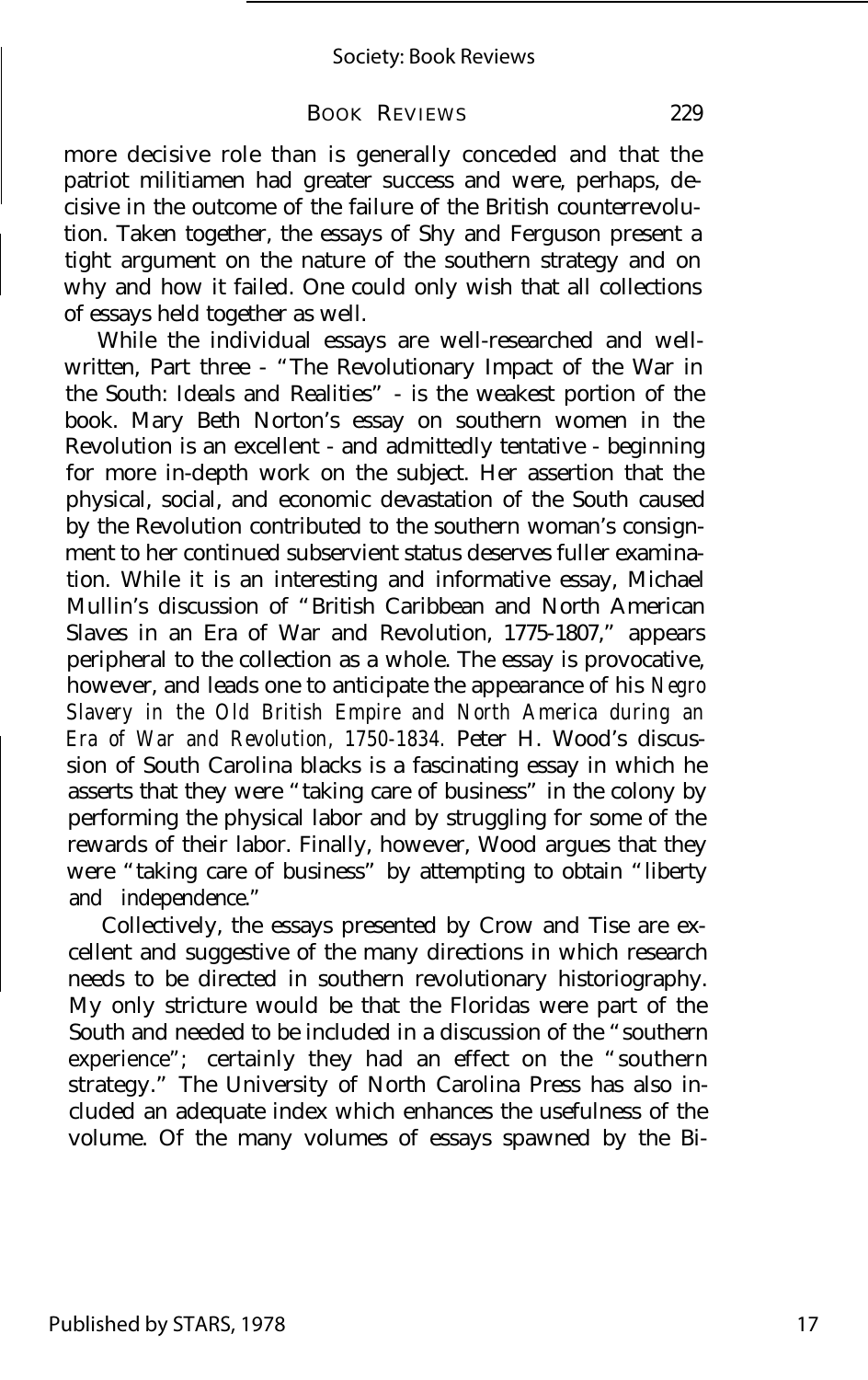more decisive role than is generally conceded and that the patriot militiamen had greater success and were, perhaps, decisive in the outcome of the failure of the British counterrevolution. Taken together, the essays of Shy and Ferguson present a tight argument on the nature of the southern strategy and on why and how it failed. One could only wish that all collections of essays held together as well.

While the individual essays are well-researched and well-written, Part three - "The Revolutionary Impact of the War in the South: Ideals and Realities" - is the weakest portion of the book. Mary Beth Norton's essay on southern women in the Revolution is an excellent - and admittedly tentative - beginning for more in-depth work on the subject. Her assertion that the physical, social, and economic devastation of the South caused by the Revolution contributed to the southern woman's consignment to her continued subservient status deserves fuller examination. While it is an interesting and informative essay, Michael Mullin's discussion of "British Caribbean and North American Slaves in an Era of War and Revolution, 1775-1807," appears peripheral to the collection as a whole. The essay is provocative, however, and leads one to anticipate the appearance of his *Negro Slavery in the Old British Empire and North America during an Era of War and Revolution, 1750-1834.* Peter H. Wood's discussion of South Carolina blacks is a fascinating essay in which he asserts that they were "taking care of business" in the colony by performing the physical labor and by struggling for some of the rewards of their labor. Finally, however, Wood argues that they were "taking care of business" by attempting to obtain "liberty and independence."

Collectively, the essays presented by Crow and Tise are excellent and suggestive of the many directions in which research needs to be directed in southern revolutionary historiography. My only stricture would be that the Floridas were part of the South and needed to be included in a discussion of the "southern experience"; certainly they had an effect on the "southern strategy." The University of North Carolina Press has also included an adequate index which enhances the usefulness of the volume. Of the many volumes of essays spawned by the Bi-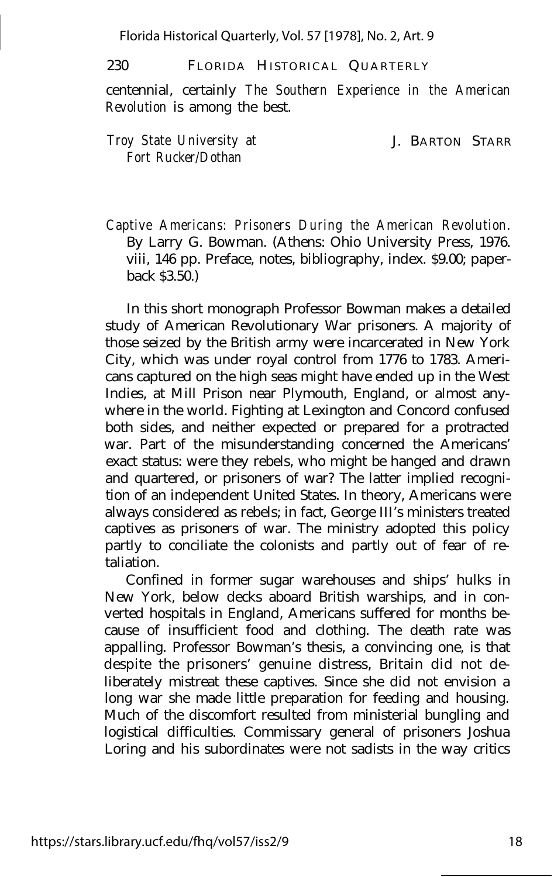centennial, certainly *The Southern Experience in the American Revolution* is among the best.

*Troy State University at Fort Rucker/Dothan* J. BARTON STARR

*Captive Americans: Prisoners During the American Revolution.* By Larry G. Bowman. (Athens: Ohio University Press, 1976. viii, 146 pp. Preface, notes, bibliography, index. $9.00; paperback $3.50.)

In this short monograph Professor Bowman makes a detailed study of American Revolutionary War prisoners. A majority of those seized by the British army were incarcerated in New York City, which was under royal control from 1776 to 1783. Americans captured on the high seas might have ended up in the West Indies, at Mill Prison near Plymouth, England, or almost anywhere in the world. Fighting at Lexington and Concord confused both sides, and neither expected or prepared for a protracted war. Part of the misunderstanding concerned the Americans' exact status: were they rebels, who might be hanged and drawn and quartered, or prisoners of war? The latter implied recognition of an independent United States. In theory, Americans were always considered as rebels; in fact, George III's ministers treated captives as prisoners of war. The ministry adopted this policy partly to conciliate the colonists and partly out of fear of retaliation.

Confined in former sugar warehouses and ships' hulks in New York, below decks aboard British warships, and in converted hospitals in England, Americans suffered for months because of insufficient food and clothing. The death rate was appalling. Professor Bowman's thesis, a convincing one, is that despite the prisoners' genuine distress, Britain did not deliberately mistreat these captives. Since she did not envision a long war she made little preparation for feeding and housing. Much of the discomfort resulted from ministerial bungling and logistical difficulties. Commissary general of prisoners Joshua Loring and his subordinates were not sadists in the way critics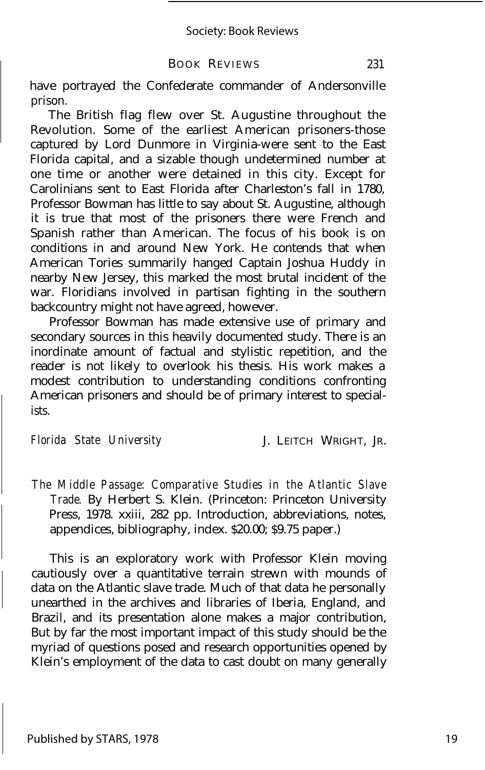have portrayed the Confederate commander of Andersonville prison.

The British flag flew over St. Augustine throughout the Revolution. Some of the earliest American prisoners-those captured by Lord Dunmore in Virginia-were sent to the East Florida capital, and a sizable though undetermined number at one time or another were detained in this city. Except for Carolinians sent to East Florida after Charleston's fall in 1780, Professor Bowman has little to say about St. Augustine, although it is true that most of the prisoners there were French and Spanish rather than American. The focus of his book is on conditions in and around New York. He contends that when American Tories summarily hanged Captain Joshua Huddy in nearby New Jersey, this marked the most brutal incident of the war. Floridians involved in partisan fighting in the southern backcountry might not have agreed, however.

Professor Bowman has made extensive use of primary and secondary sources in this heavily documented study. There is an inordinate amount of factual and stylistic repetition, and the reader is not likely to overlook his thesis. His work makes a modest contribution to understanding conditions confronting American prisoners and should be of primary interest to specialists.

*Florida State University* J. LEITCH WRIGHT, JR.

*The Middle Passage: Comparative Studies in the Atlantic Slave Trade.* By Herbert S. Klein. (Princeton: Princeton University Press, 1978. xxiii, 282 pp. Introduction, abbreviations, notes, appendices, bibliography, index. $20.00; $9.75 paper.)

This is an exploratory work with Professor Klein moving cautiously over a quantitative terrain strewn with mounds of data on the Atlantic slave trade. Much of that data he personally unearthed in the archives and libraries of Iberia, England, and Brazil, and its presentation alone makes a major contribution, But by far the most important impact of this study should be the myriad of questions posed and research opportunities opened by Klein's employment of the data to cast doubt on many generally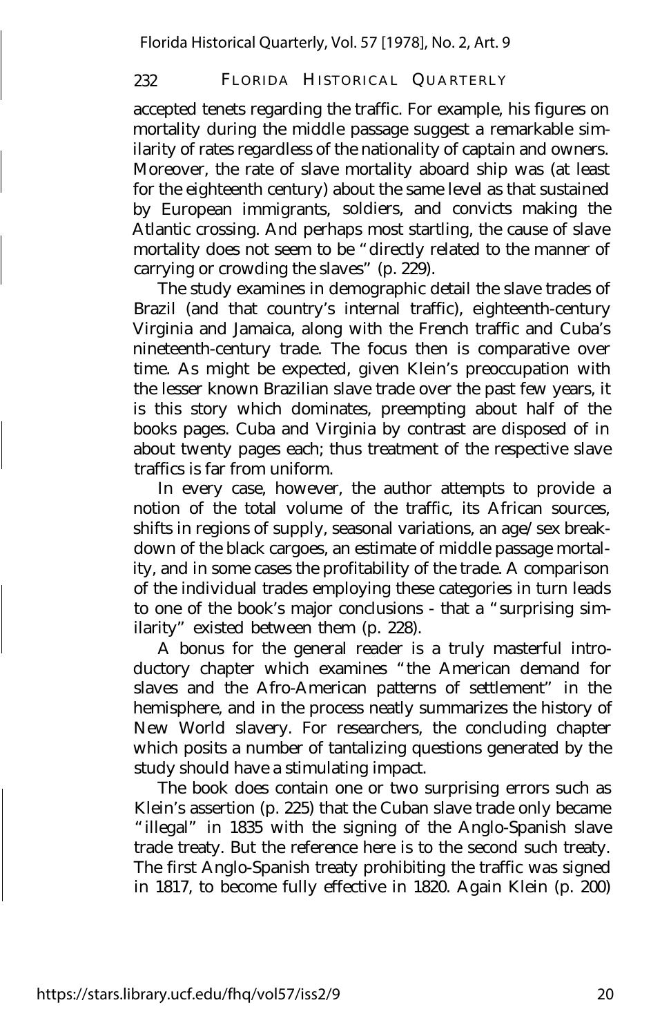accepted tenets regarding the traffic. For example, his figures on mortality during the middle passage suggest a remarkable similarity of rates regardless of the nationality of captain and owners. Moreover, the rate of slave mortality aboard ship was (at least for the eighteenth century) about the same level as that sustained by European immigrants, soldiers, and convicts making the Atlantic crossing. And perhaps most startling, the cause of slave mortality does not seem to be "directly related to the manner of carrying or crowding the slaves" (p. 229).

The study examines in demographic detail the slave trades of Brazil (and that country's internal traffic), eighteenth-century Virginia and Jamaica, along with the French traffic and Cuba's nineteenth-century trade. The focus then is comparative over time. As might be expected, given Klein's preoccupation with the lesser known Brazilian slave trade over the past few years, it is this story which dominates, preempting about half of the books pages. Cuba and Virginia by contrast are disposed of in about twenty pages each; thus treatment of the respective slave traffics is far from uniform.

In every case, however, the author attempts to provide a notion of the total volume of the traffic, its African sources, shifts in regions of supply, seasonal variations, an age/sex breakdown of the black cargoes, an estimate of middle passage mortality, and in some cases the profitability of the trade. A comparison of the individual trades employing these categories in turn leads to one of the book's major conclusions - that a "surprising similarity" existed between them (p. 228).

A bonus for the general reader is a truly masterful introductory chapter which examines "the American demand for slaves and the Afro-American patterns of settlement" in the hemisphere, and in the process neatly summarizes the history of New World slavery. For researchers, the concluding chapter which posits a number of tantalizing questions generated by the study should have a stimulating impact.

The book does contain one or two surprising errors such as Klein's assertion (p. 225) that the Cuban slave trade only became "illegal" in 1835 with the signing of the Anglo-Spanish slave trade treaty. But the reference here is to the second such treaty. The first Anglo-Spanish treaty prohibiting the traffic was signed in 1817, to become fully effective in 1820. Again Klein (p. 200)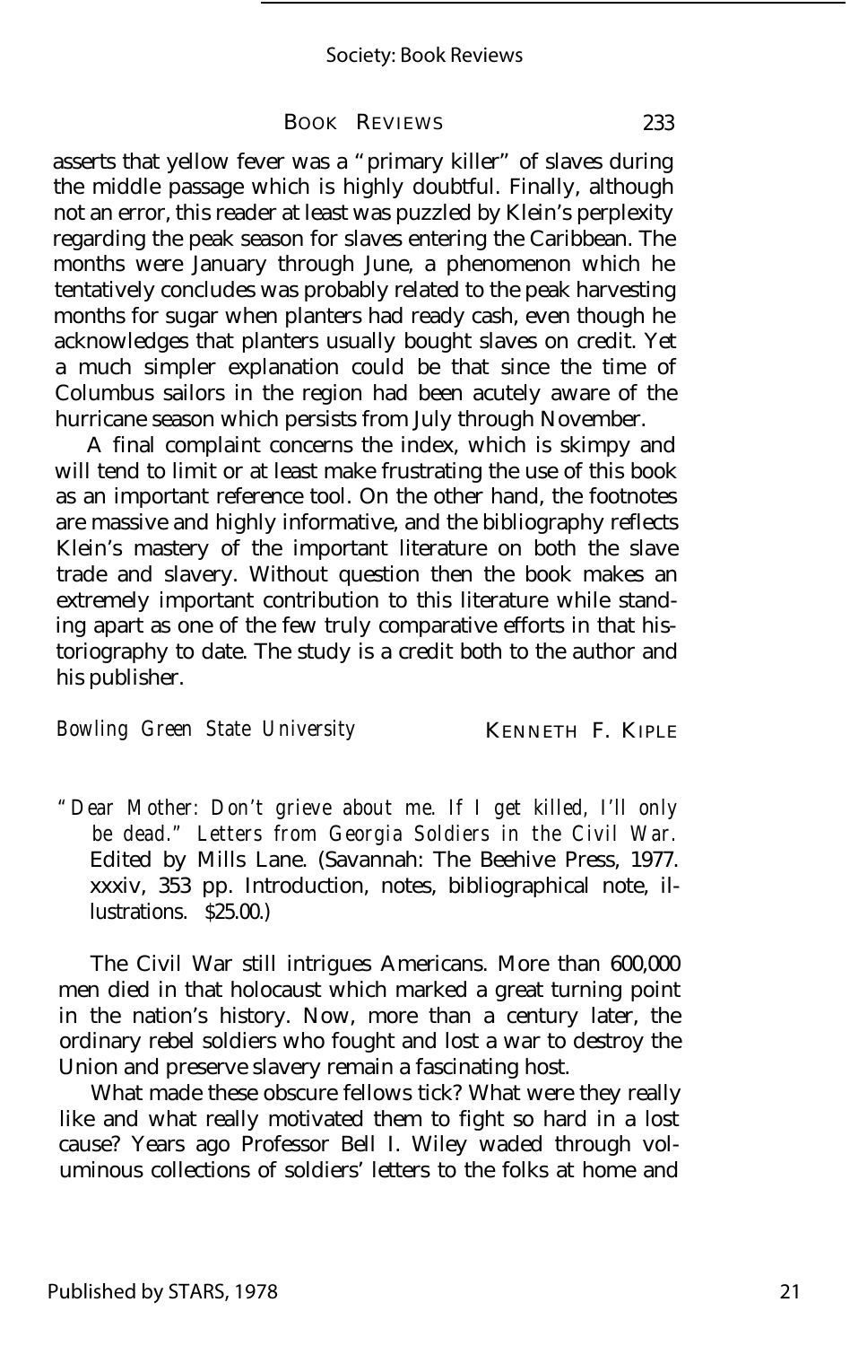asserts that yellow fever was a "primary killer" of slaves during the middle passage which is highly doubtful. Finally, although not an error, this reader at least was puzzled by Klein's perplexity regarding the peak season for slaves entering the Caribbean. The months were January through June, a phenomenon which he tentatively concludes was probably related to the peak harvesting months for sugar when planters had ready cash, even though he acknowledges that planters usually bought slaves on credit. Yet a much simpler explanation could be that since the time of Columbus sailors in the region had been acutely aware of the hurricane season which persists from July through November.

A final complaint concerns the index, which is skimpy and will tend to limit or at least make frustrating the use of this book as an important reference tool. On the other hand, the footnotes are massive and highly informative, and the bibliography reflects Klein's mastery of the important literature on both the slave trade and slavery. Without question then the book makes an extremely important contribution to this literature while standing apart as one of the few truly comparative efforts in that historiography to date. The study is a credit both to the author and his publisher.

*Bowling Green State University* KENNETH F. KIPLE

*"Dear Mother: Don't grieve about me. If I get killed, I'll only be dead." Letters from Georgia Soldiers in the Civil War.* Edited by Mills Lane. (Savannah: The Beehive Press, 1977. xxxiv, 353 pp. Introduction, notes, bibliographical note, illustrations. $25.00.)

The Civil War still intrigues Americans. More than 600,000 men died in that holocaust which marked a great turning point in the nation's history. Now, more than a century later, the ordinary rebel soldiers who fought and lost a war to destroy the Union and preserve slavery remain a fascinating host.

What made these obscure fellows tick? What were they really like and what really motivated them to fight so hard in a lost cause? Years ago Professor Bell I. Wiley waded through voluminous collections of soldiers' letters to the folks at home and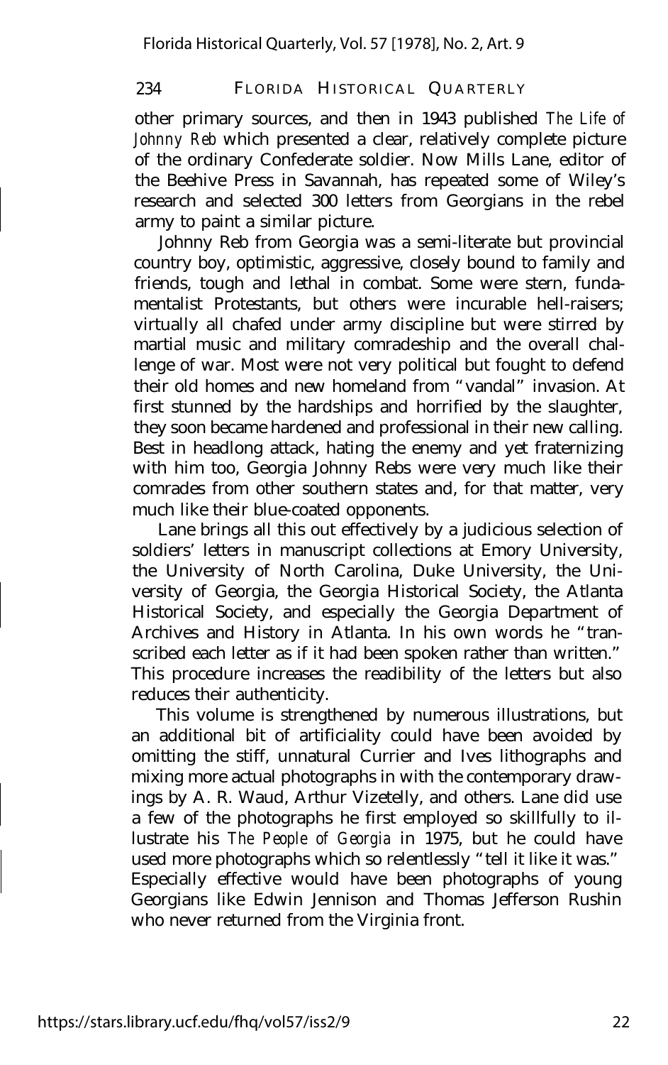other primary sources, and then in 1943 published *The Life of Johnny Reb* which presented a clear, relatively complete picture of the ordinary Confederate soldier. Now Mills Lane, editor of the Beehive Press in Savannah, has repeated some of Wiley's research and selected 300 letters from Georgians in the rebel army to paint a similar picture.

Johnny Reb from Georgia was a semi-literate but provincial country boy, optimistic, aggressive, closely bound to family and friends, tough and lethal in combat. Some were stern, fundamentalist Protestants, but others were incurable hell-raisers; virtually all chafed under army discipline but were stirred by martial music and military comradeship and the overall challenge of war. Most were not very political but fought to defend their old homes and new homeland from "vandal" invasion. At first stunned by the hardships and horrified by the slaughter, they soon became hardened and professional in their new calling. Best in headlong attack, hating the enemy and yet fraternizing with him too, Georgia Johnny Rebs were very much like their comrades from other southern states and, for that matter, very much like their blue-coated opponents.

Lane brings all this out effectively by a judicious selection of soldiers' letters in manuscript collections at Emory University, the University of North Carolina, Duke University, the University of Georgia, the Georgia Historical Society, the Atlanta Historical Society, and especially the Georgia Department of Archives and History in Atlanta. In his own words he "transcribed each letter as if it had been spoken rather than written." This procedure increases the readibility of the letters but also reduces their authenticity.

This volume is strengthened by numerous illustrations, but an additional bit of artificiality could have been avoided by omitting the stiff, unnatural Currier and Ives lithographs and mixing more actual photographs in with the contemporary drawings by A. R. Waud, Arthur Vizetelly, and others. Lane did use a few of the photographs he first employed so skillfully to illustrate his *The People of Georgia* in 1975, but he could have used more photographs which so relentlessly "tell it like it was." Especially effective would have been photographs of young Georgians like Edwin Jennison and Thomas Jefferson Rushin who never returned from the Virginia front.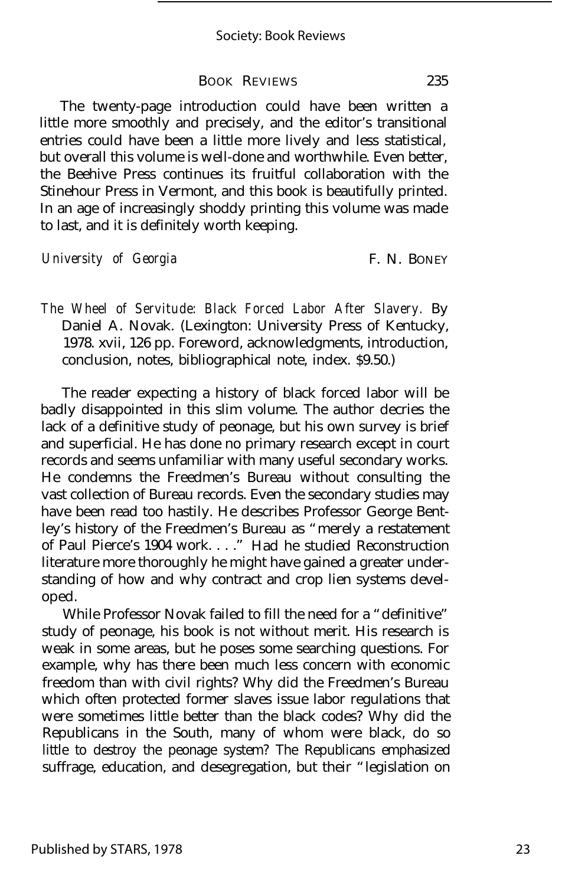The twenty-page introduction could have been written a little more smoothly and precisely, and the editor's transitional entries could have been a little more lively and less statistical, but overall this volume is well-done and worthwhile. Even better, the Beehive Press continues its fruitful collaboration with the Stinehour Press in Vermont, and this book is beautifully printed. In an age of increasingly shoddy printing this volume was made to last, and it is definitely worth keeping.

*University of Georgia* F. N. BONEY

*The Wheel of Servitude: Black Forced Labor After Slavery.* By Daniel A. Novak. (Lexington: University Press of Kentucky, 1978. xvii, 126 pp. Foreword, acknowledgments, introduction, conclusion, notes, bibliographical note, index. $9.50.)

The reader expecting a history of black forced labor will be badly disappointed in this slim volume. The author decries the lack of a definitive study of peonage, but his own survey is brief and superficial. He has done no primary research except in court records and seems unfamiliar with many useful secondary works. He condemns the Freedmen's Bureau without consulting the vast collection of Bureau records. Even the secondary studies may have been read too hastily. He describes Professor George Bentley's history of the Freedmen's Bureau as "merely a restatement of Paul Pierce's 1904 work. . . ." Had he studied Reconstruction literature more thoroughly he might have gained a greater understanding of how and why contract and crop lien systems developed.

While Professor Novak failed to fill the need for a "definitive" study of peonage, his book is not without merit. His research is weak in some areas, but he poses some searching questions. For example, why has there been much less concern with economic freedom than with civil rights? Why did the Freedmen's Bureau which often protected former slaves issue labor regulations that were sometimes little better than the black codes? Why did the Republicans in the South, many of whom were black, do so little to destroy the peonage system? The Republicans emphasized suffrage, education, and desegregation, but their "legislation on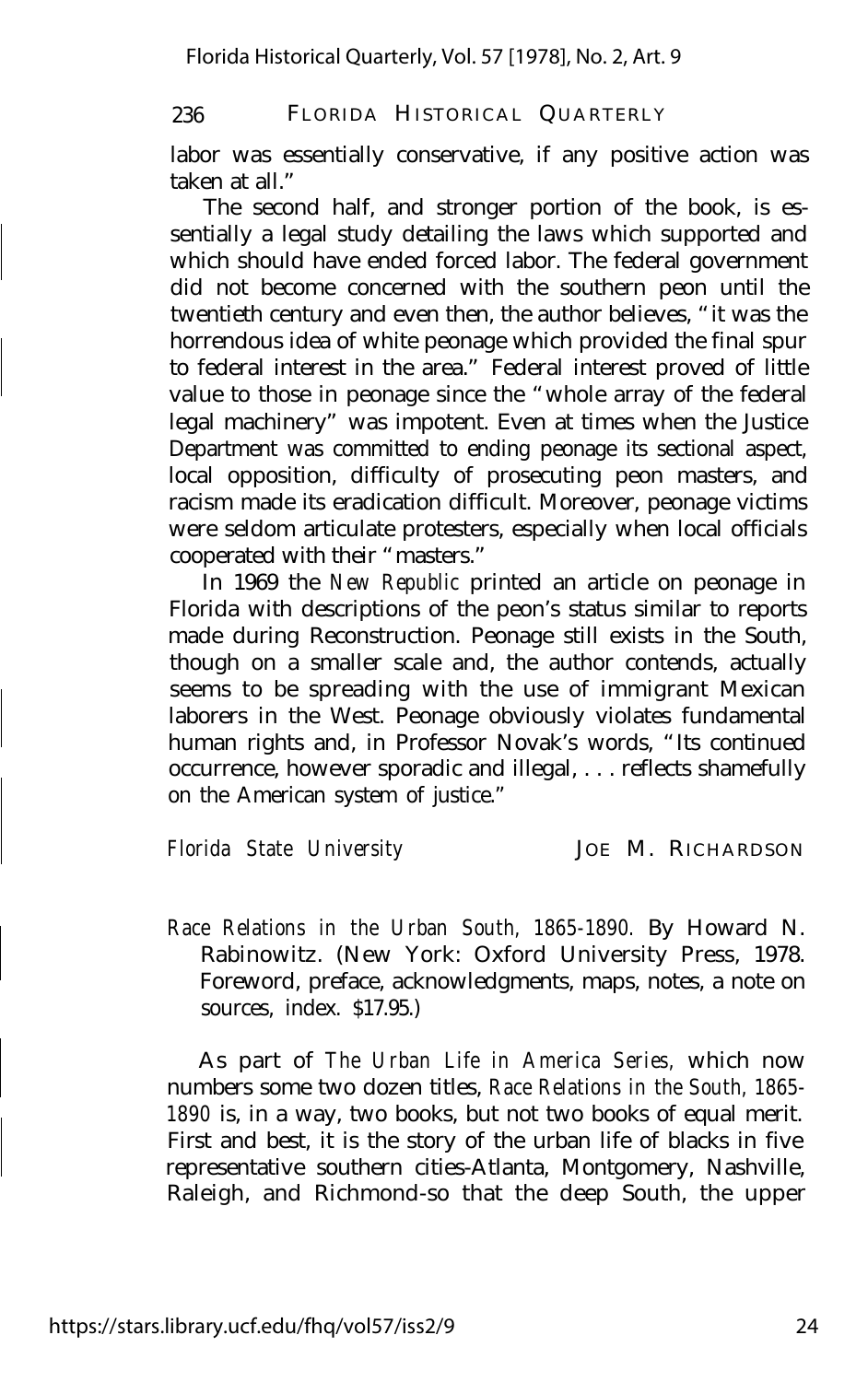labor was essentially conservative, if any positive action was taken at all."

The second half, and stronger portion of the book, is essentially a legal study detailing the laws which supported and which should have ended forced labor. The federal government did not become concerned with the southern peon until the twentieth century and even then, the author believes, "it was the horrendous idea of white peonage which provided the final spur to federal interest in the area." Federal interest proved of little value to those in peonage since the "whole array of the federal legal machinery" was impotent. Even at times when the Justice Department was committed to ending peonage its sectional aspect, local opposition, difficulty of prosecuting peon masters, and racism made its eradication difficult. Moreover, peonage victims were seldom articulate protesters, especially when local officials cooperated with their "masters."

In 1969 the *New Republic* printed an article on peonage in Florida with descriptions of the peon's status similar to reports made during Reconstruction. Peonage still exists in the South, though on a smaller scale and, the author contends, actually seems to be spreading with the use of immigrant Mexican laborers in the West. Peonage obviously violates fundamental human rights and, in Professor Novak's words, "Its continued occurrence, however sporadic and illegal, . . . reflects shamefully on the American system of justice."

*Florida State University* JOE M. RICHARDSON

*Race Relations in the Urban South, 1865-1890.* By Howard N. Rabinowitz. (New York: Oxford University Press, 1978. Foreword, preface, acknowledgments, maps, notes, a note on sources, index. $17.95.)

As part of *The Urban Life in America Series,* which now numbers some two dozen titles, *Race Relations in the South, 1865-1890* is, in a way, two books, but not two books of equal merit. First and best, it is the story of the urban life of blacks in five representative southern cities-Atlanta, Montgomery, Nashville, Raleigh, and Richmond-so that the deep South, the upper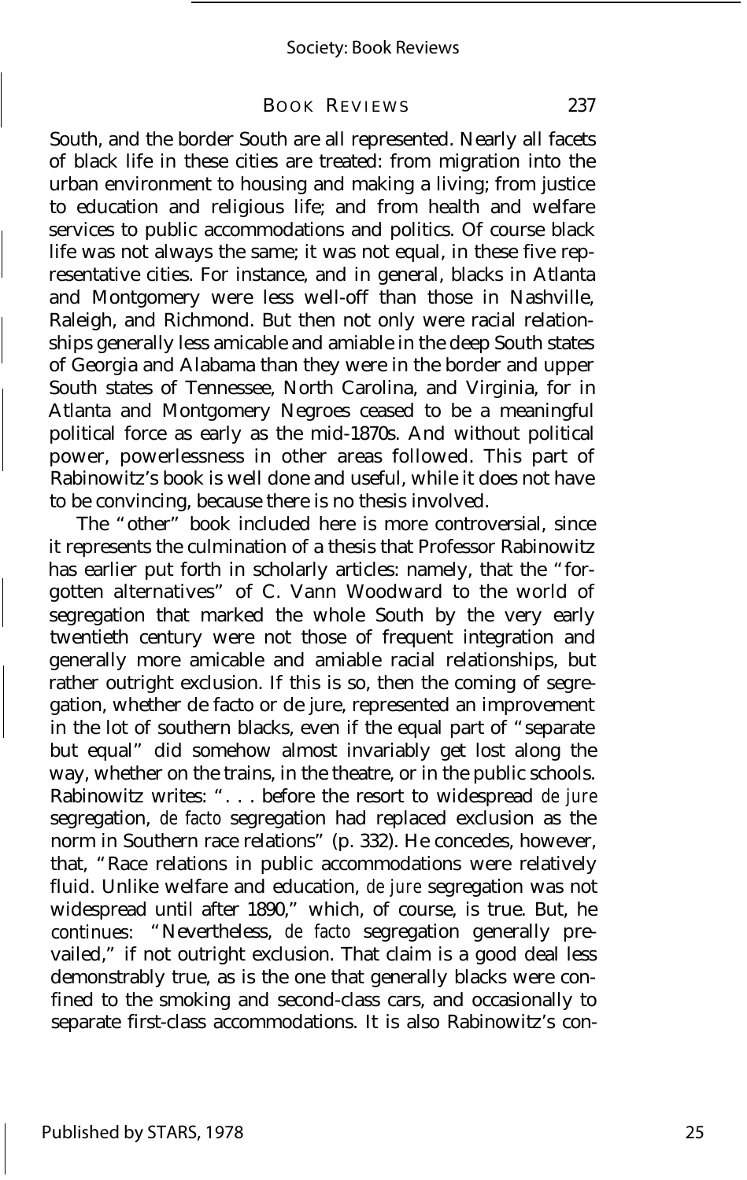South, and the border South are all represented. Nearly all facets of black life in these cities are treated: from migration into the urban environment to housing and making a living; from justice to education and religious life; and from health and welfare services to public accommodations and politics. Of course black life was not always the same; it was not equal, in these five representative cities. For instance, and in general, blacks in Atlanta and Montgomery were less well-off than those in Nashville, Raleigh, and Richmond. But then not only were racial relationships generally less amicable and amiable in the deep South states of Georgia and Alabama than they were in the border and upper South states of Tennessee, North Carolina, and Virginia, for in Atlanta and Montgomery Negroes ceased to be a meaningful political force as early as the mid-1870s. And without political power, powerlessness in other areas followed. This part of Rabinowitz's book is well done and useful, while it does not have to be convincing, because there is no thesis involved.

The "other" book included here is more controversial, since it represents the culmination of a thesis that Professor Rabinowitz has earlier put forth in scholarly articles: namely, that the "forgotten alternatives" of C. Vann Woodward to the world of segregation that marked the whole South by the very early twentieth century were not those of frequent integration and generally more amicable and amiable racial relationships, but rather outright exclusion. If this is so, then the coming of segregation, whether de facto or de jure, represented an improvement in the lot of southern blacks, even if the equal part of "separate but equal" did somehow almost invariably get lost along the way, whether on the trains, in the theatre, or in the public schools. Rabinowitz writes: ". . . before the resort to widespread *de jure* segregation, *de facto* segregation had replaced exclusion as the norm in Southern race relations" (p. 332). He concedes, however, that, "Race relations in public accommodations were relatively fluid. Unlike welfare and education, *de jure* segregation was not widespread until after 1890," which, of course, is true. But, he continues: "Nevertheless, *de facto* segregation generally prevailed," if not outright exclusion. That claim is a good deal less demonstrably true, as is the one that generally blacks were confined to the smoking and second-class cars, and occasionally to separate first-class accommodations. It is also Rabinowitz's con-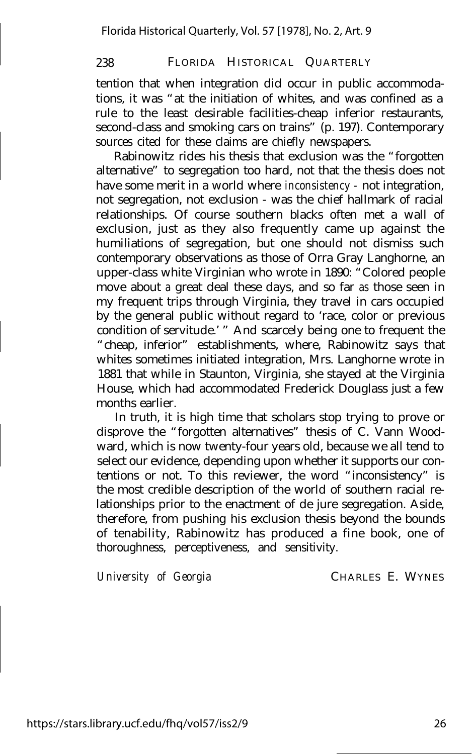tention that when integration did occur in public accommodations, it was "at the initiation of whites, and was confined as a rule to the least desirable facilities-cheap inferior restaurants, second-class and smoking cars on trains" (p. 197). Contemporary sources cited for these claims are chiefly newspapers.

Rabinowitz rides his thesis that exclusion was the "forgotten alternative" to segregation too hard, not that the thesis does not have some merit in a world where *inconsistency* - not integration, not segregation, not exclusion - was the chief hallmark of racial relationships. Of course southern blacks often met a wall of exclusion, just as they also frequently came up against the humiliations of segregation, but one should not dismiss such contemporary observations as those of Orra Gray Langhorne, an upper-class white Virginian who wrote in 1890: "Colored people move about a great deal these days, and so far as those seen in my frequent trips through Virginia, they travel in cars occupied by the general public without regard to 'race, color or previous condition of servitude.'" And scarcely being one to frequent the "cheap, inferior" establishments, where, Rabinowitz says that whites sometimes initiated integration, Mrs. Langhorne wrote in 1881 that while in Staunton, Virginia, she stayed at the Virginia House, which had accommodated Frederick Douglass just a few months earlier.

In truth, it is high time that scholars stop trying to prove or disprove the "forgotten alternatives" thesis of C. Vann Woodward, which is now twenty-four years old, because we all tend to select our evidence, depending upon whether it supports our contentions or not. To this reviewer, the word "inconsistency" is the most credible description of the world of southern racial relationships prior to the enactment of de jure segregation. Aside, therefore, from pushing his exclusion thesis beyond the bounds of tenability, Rabinowitz has produced a fine book, one of thoroughness, perceptiveness, and sensitivity.

*University of Georgia* CHARLES E. WYNES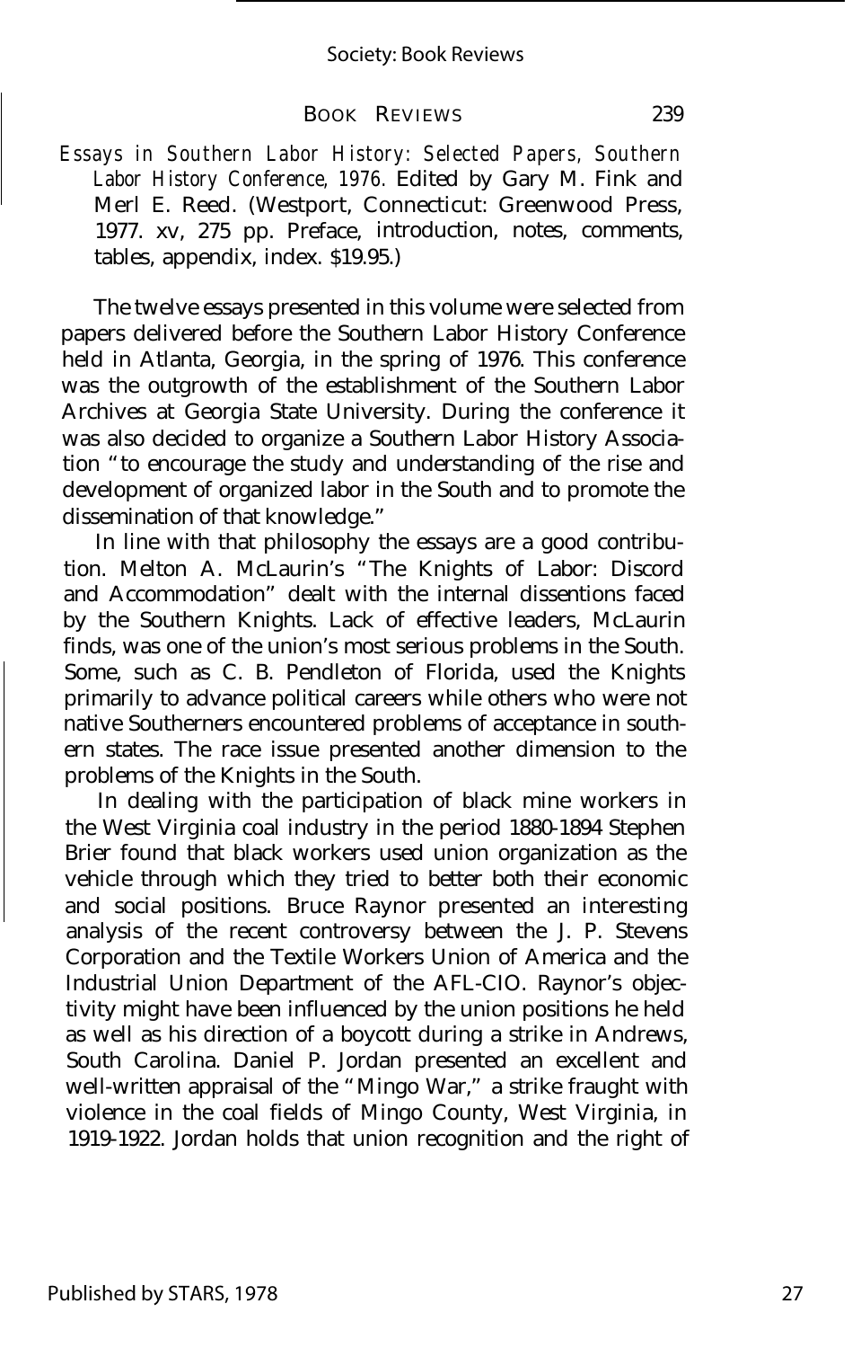*Essays in Southern Labor History: Selected Papers, Southern Labor History Conference, 1976.* Edited by Gary M. Fink and Merl E. Reed. (Westport, Connecticut: Greenwood Press, 1977. xv, 275 pp. Preface, introduction, notes, comments, tables, appendix, index. $19.95.)

The twelve essays presented in this volume were selected from papers delivered before the Southern Labor History Conference held in Atlanta, Georgia, in the spring of 1976. This conference was the outgrowth of the establishment of the Southern Labor Archives at Georgia State University. During the conference it was also decided to organize a Southern Labor History Association "to encourage the study and understanding of the rise and development of organized labor in the South and to promote the dissemination of that knowledge."

In line with that philosophy the essays are a good contribution. Melton A. McLaurin's "The Knights of Labor: Discord and Accommodation" dealt with the internal dissentions faced by the Southern Knights. Lack of effective leaders, McLaurin finds, was one of the union's most serious problems in the South. Some, such as C. B. Pendleton of Florida, used the Knights primarily to advance political careers while others who were not native Southerners encountered problems of acceptance in southern states. The race issue presented another dimension to the problems of the Knights in the South.

In dealing with the participation of black mine workers in the West Virginia coal industry in the period 1880-1894 Stephen Brier found that black workers used union organization as the vehicle through which they tried to better both their economic and social positions. Bruce Raynor presented an interesting analysis of the recent controversy between the J. P. Stevens Corporation and the Textile Workers Union of America and the Industrial Union Department of the AFL-CIO. Raynor's objectivity might have been influenced by the union positions he held as well as his direction of a boycott during a strike in Andrews, South Carolina. Daniel P. Jordan presented an excellent and well-written appraisal of the "Mingo War," a strike fraught with violence in the coal fields of Mingo County, West Virginia, in 1919-1922. Jordan holds that union recognition and the right of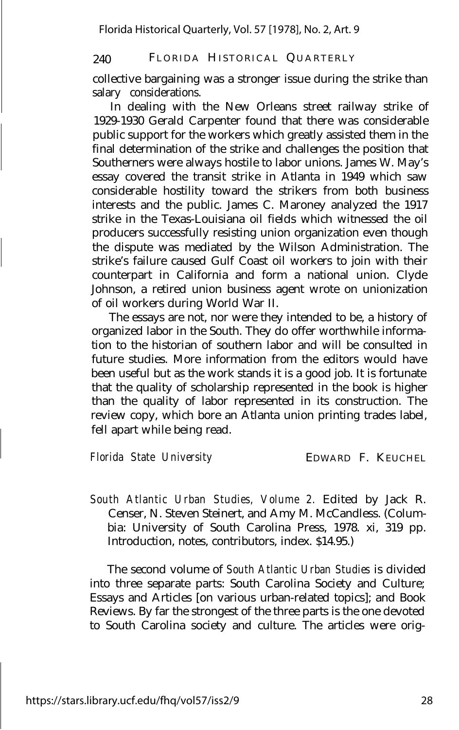collective bargaining was a stronger issue during the strike than salary considerations.

In dealing with the New Orleans street railway strike of 1929-1930 Gerald Carpenter found that there was considerable public support for the workers which greatly assisted them in the final determination of the strike and challenges the position that Southerners were always hostile to labor unions. James W. May's essay covered the transit strike in Atlanta in 1949 which saw considerable hostility toward the strikers from both business interests and the public. James C. Maroney analyzed the 1917 strike in the Texas-Louisiana oil fields which witnessed the oil producers successfully resisting union organization even though the dispute was mediated by the Wilson Administration. The strike's failure caused Gulf Coast oil workers to join with their counterpart in California and form a national union. Clyde Johnson, a retired union business agent wrote on unionization of oil workers during World War II.

The essays are not, nor were they intended to be, a history of organized labor in the South. They do offer worthwhile information to the historian of southern labor and will be consulted in future studies. More information from the editors would have been useful but as the work stands it is a good job. It is fortunate that the quality of scholarship represented in the book is higher than the quality of labor represented in its construction. The review copy, which bore an Atlanta union printing trades label, fell apart while being read.

*Florida State University* EDWARD F. KEUCHEL

*South Atlantic Urban Studies, Volume 2.* Edited by Jack R. Censer, N. Steven Steinert, and Amy M. McCandless. (Columbia: University of South Carolina Press, 1978. xi, 319 pp. Introduction, notes, contributors, index. $14.95.)

The second volume of *South Atlantic Urban Studies* is divided into three separate parts: South Carolina Society and Culture; Essays and Articles [on various urban-related topics]; and Book Reviews. By far the strongest of the three parts is the one devoted to South Carolina society and culture. The articles were orig-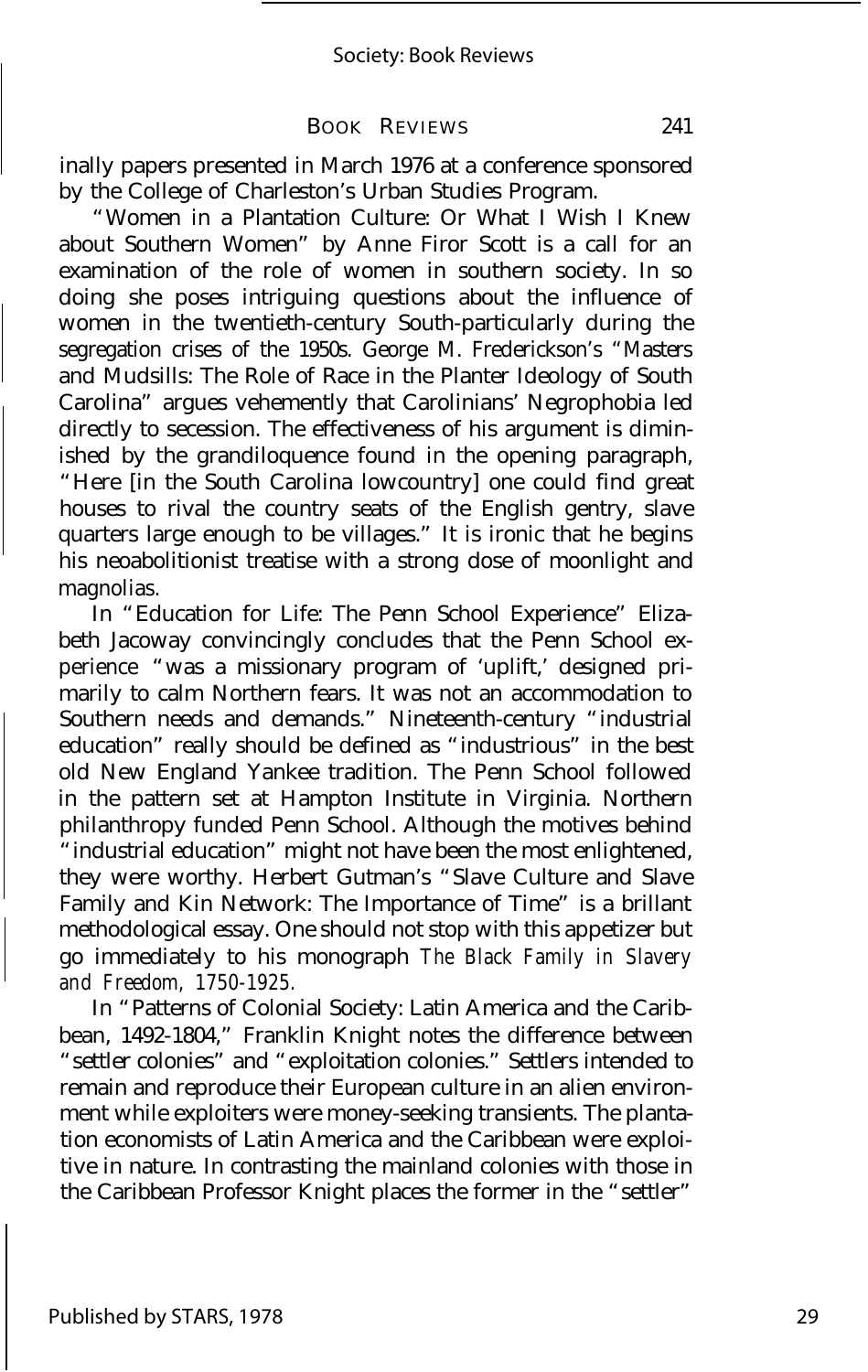inally papers presented in March 1976 at a conference sponsored by the College of Charleston's Urban Studies Program.

"Women in a Plantation Culture: Or What I Wish I Knew about Southern Women" by Anne Firor Scott is a call for an examination of the role of women in southern society. In so doing she poses intriguing questions about the influence of women in the twentieth-century South-particularly during the segregation crises of the 1950s. George M. Frederickson's "Masters and Mudsills: The Role of Race in the Planter Ideology of South Carolina" argues vehemently that Carolinians' Negrophobia led directly to secession. The effectiveness of his argument is diminished by the grandiloquence found in the opening paragraph, "Here [in the South Carolina lowcountry] one could find great houses to rival the country seats of the English gentry, slave quarters large enough to be villages." It is ironic that he begins his neoabolitionist treatise with a strong dose of moonlight and magnolias.

In "Education for Life: The Penn School Experience" Elizabeth Jacoway convincingly concludes that the Penn School experience "was a missionary program of 'uplift,' designed primarily to calm Northern fears. It was not an accommodation to Southern needs and demands." Nineteenth-century "industrial education" really should be defined as "industrious" in the best old New England Yankee tradition. The Penn School followed in the pattern set at Hampton Institute in Virginia. Northern philanthropy funded Penn School. Although the motives behind "industrial education" might not have been the most enlightened, they were worthy. Herbert Gutman's "Slave Culture and Slave Family and Kin Network: The Importance of Time" is a brillant methodological essay. One should not stop with this appetizer but go immediately to his monograph *The Black Family in Slavery and Freedom, 1750-1925.*

In "Patterns of Colonial Society: Latin America and the Caribbean, 1492-1804," Franklin Knight notes the difference between "settler colonies" and "exploitation colonies." Settlers intended to remain and reproduce their European culture in an alien environment while exploiters were money-seeking transients. The plantation economists of Latin America and the Caribbean were exploitive in nature. In contrasting the mainland colonies with those in the Caribbean Professor Knight places the former in the "settler"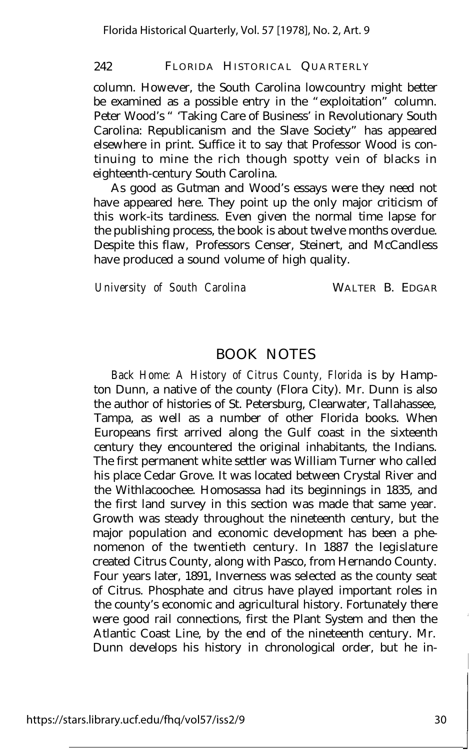column. However, the South Carolina lowcountry might better be examined as a possible entry in the "exploitation" column. Peter Wood's " 'Taking Care of Business' in Revolutionary South Carolina: Republicanism and the Slave Society" has appeared elsewhere in print. Suffice it to say that Professor Wood is continuing to mine the rich though spotty vein of blacks in eighteenth-century South Carolina.

As good as Gutman and Wood's essays were they need not have appeared here. They point up the only major criticism of this work-its tardiness. Even given the normal time lapse for the publishing process, the book is about twelve months overdue. Despite this flaw, Professors Censer, Steinert, and McCandless have produced a sound volume of high quality.

*University of South Carolina* WALTER B. EDGAR

## BOOK NOTES

*Back Home: A History of Citrus County, Florida* is by Hampton Dunn, a native of the county (Flora City). Mr. Dunn is also the author of histories of St. Petersburg, Clearwater, Tallahassee, Tampa, as well as a number of other Florida books. When Europeans first arrived along the Gulf coast in the sixteenth century they encountered the original inhabitants, the Indians. The first permanent white settler was William Turner who called his place Cedar Grove. It was located between Crystal River and the Withlacoochee. Homosassa had its beginnings in 1835, and the first land survey in this section was made that same year. Growth was steady throughout the nineteenth century, but the major population and economic development has been a phenomenon of the twentieth century. In 1887 the legislature created Citrus County, along with Pasco, from Hernando County. Four years later, 1891, Inverness was selected as the county seat of Citrus. Phosphate and citrus have played important roles in the county's economic and agricultural history. Fortunately there were good rail connections, first the Plant System and then the Atlantic Coast Line, by the end of the nineteenth century. Mr. Dunn develops his history in chronological order, but he in-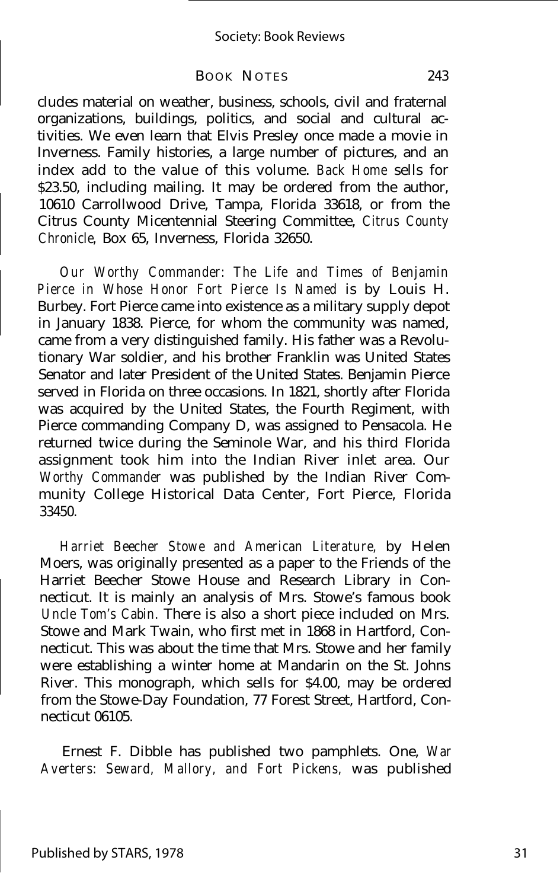cludes material on weather, business, schools, civil and fraternal organizations, buildings, politics, and social and cultural activities. We even learn that Elvis Presley once made a movie in Inverness. Family histories, a large number of pictures, and an index add to the value of this volume. *Back Home* sells for $23.50, including mailing. It may be ordered from the author, 10610 Carrollwood Drive, Tampa, Florida 33618, or from the Citrus County Micentennial Steering Committee, *Citrus County Chronicle,* Box 65, Inverness, Florida 32650.

*Our Worthy Commander: The Life and Times of Benjamin Pierce in Whose Honor Fort Pierce Is Named* is by Louis H. Burbey. Fort Pierce came into existence as a military supply depot in January 1838. Pierce, for whom the community was named, came from a very distinguished family. His father was a Revolutionary War soldier, and his brother Franklin was United States Senator and later President of the United States. Benjamin Pierce served in Florida on three occasions. In 1821, shortly after Florida was acquired by the United States, the Fourth Regiment, with Pierce commanding Company D, was assigned to Pensacola. He returned twice during the Seminole War, and his third Florida assignment took him into the Indian River inlet area. *Our Worthy Commander* was published by the Indian River Community College Historical Data Center, Fort Pierce, Florida 33450.

*Harriet Beecher Stowe and American Literature,* by Helen Moers, was originally presented as a paper to the Friends of the Harriet Beecher Stowe House and Research Library in Connecticut. It is mainly an analysis of Mrs. Stowe's famous book *Uncle Tom's Cabin.* There is also a short piece included on Mrs. Stowe and Mark Twain, who first met in 1868 in Hartford, Connecticut. This was about the time that Mrs. Stowe and her family were establishing a winter home at Mandarin on the St. Johns River. This monograph, which sells for $4.00, may be ordered from the Stowe-Day Foundation, 77 Forest Street, Hartford, Connecticut 06105.

Ernest F. Dibble has published two pamphlets. One, *War Averters: Seward, Mallory, and Fort Pickens,* was published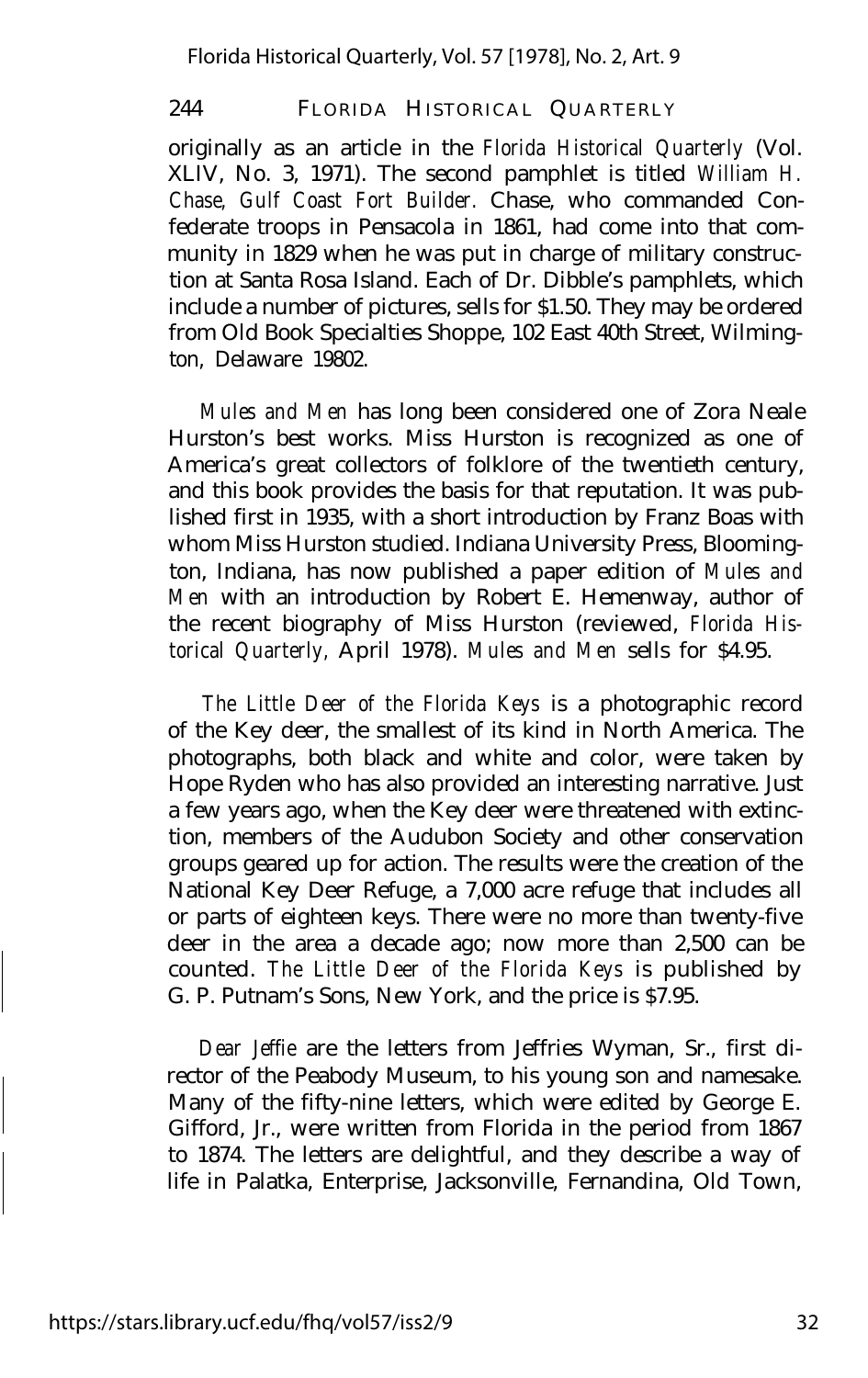originally as an article in the *Florida Historical Quarterly* (Vol. XLIV, No. 3, 1971). The second pamphlet is titled *William H. Chase, Gulf Coast Fort Builder.* Chase, who commanded Confederate troops in Pensacola in 1861, had come into that community in 1829 when he was put in charge of military construction at Santa Rosa Island. Each of Dr. Dibble's pamphlets, which include a number of pictures, sells for $1.50. They may be ordered from Old Book Specialties Shoppe, 102 East 40th Street, Wilmington, Delaware 19802.

*Mules and Men* has long been considered one of Zora Neale Hurston's best works. Miss Hurston is recognized as one of America's great collectors of folklore of the twentieth century, and this book provides the basis for that reputation. It was published first in 1935, with a short introduction by Franz Boas with whom Miss Hurston studied. Indiana University Press, Bloomington, Indiana, has now published a paper edition of *Mules and Men* with an introduction by Robert E. Hemenway, author of the recent biography of Miss Hurston (reviewed, *Florida Historical Quarterly,* April 1978). *Mules and Men* sells for $4.95.

*The Little Deer of the Florida Keys* is a photographic record of the Key deer, the smallest of its kind in North America. The photographs, both black and white and color, were taken by Hope Ryden who has also provided an interesting narrative. Just a few years ago, when the Key deer were threatened with extinction, members of the Audubon Society and other conservation groups geared up for action. The results were the creation of the National Key Deer Refuge, a 7,000 acre refuge that includes all or parts of eighteen keys. There were no more than twenty-five deer in the area a decade ago; now more than 2,500 can be counted. *The Little Deer of the Florida Keys* is published by G. P. Putnam's Sons, New York, and the price is $7.95.

*Dear Jeffie* are the letters from Jeffries Wyman, Sr., first director of the Peabody Museum, to his young son and namesake. Many of the fifty-nine letters, which were edited by George E. Gifford, Jr., were written from Florida in the period from 1867 to 1874. The letters are delightful, and they describe a way of life in Palatka, Enterprise, Jacksonville, Fernandina, Old Town,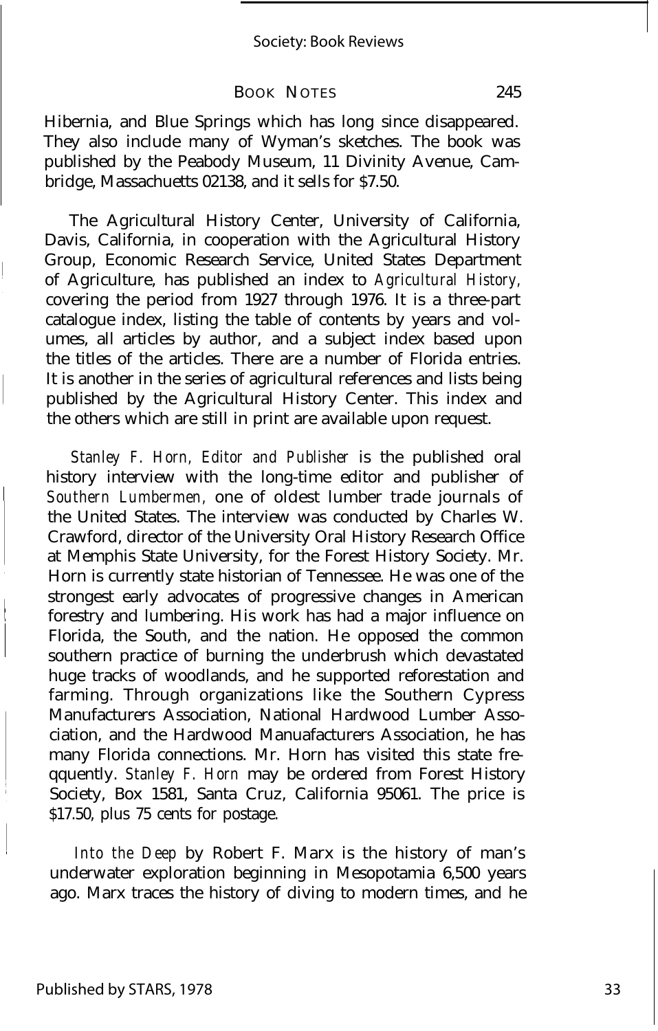Hibernia, and Blue Springs which has long since disappeared. They also include many of Wyman's sketches. The book was published by the Peabody Museum, 11 Divinity Avenue, Cambridge, Massachuetts 02138, and it sells for $7.50.

The Agricultural History Center, University of California, Davis, California, in cooperation with the Agricultural History Group, Economic Research Service, United States Department of Agriculture, has published an index to *Agricultural History*, covering the period from 1927 through 1976. It is a three-part catalogue index, listing the table of contents by years and volumes, all articles by author, and a subject index based upon the titles of the articles. There are a number of Florida entries. It is another in the series of agricultural references and lists being published by the Agricultural History Center. This index and the others which are still in print are available upon request.

*Stanley F. Horn, Editor and Publisher* is the published oral history interview with the long-time editor and publisher of *Southern Lumbermen*, one of oldest lumber trade journals of the United States. The interview was conducted by Charles W. Crawford, director of the University Oral History Research Office at Memphis State University, for the Forest History Society. Mr. Horn is currently state historian of Tennessee. He was one of the strongest early advocates of progressive changes in American forestry and lumbering. His work has had a major influence on Florida, the South, and the nation. He opposed the common southern practice of burning the underbrush which devastated huge tracks of woodlands, and he supported reforestation and farming. Through organizations like the Southern Cypress Manufacturers Association, National Hardwood Lumber Association, and the Hardwood Manuafacturers Association, he has many Florida connections. Mr. Horn has visited this state freqquently. *Stanley F. Horn* may be ordered from Forest History Society, Box 1581, Santa Cruz, California 95061. The price is $17.50, plus 75 cents for postage.

*Into the Deep* by Robert F. Marx is the history of man's underwater exploration beginning in Mesopotamia 6,500 years ago. Marx traces the history of diving to modern times, and he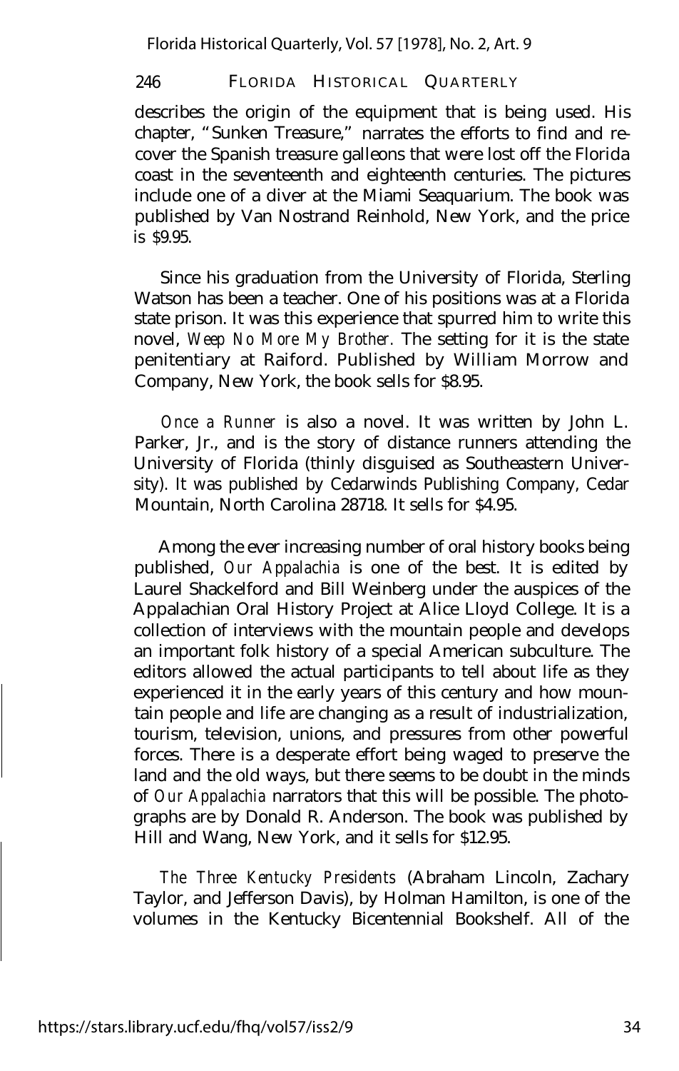describes the origin of the equipment that is being used. His chapter, "Sunken Treasure," narrates the efforts to find and recover the Spanish treasure galleons that were lost off the Florida coast in the seventeenth and eighteenth centuries. The pictures include one of a diver at the Miami Seaquarium. The book was published by Van Nostrand Reinhold, New York, and the price is $9.95.

Since his graduation from the University of Florida, Sterling Watson has been a teacher. One of his positions was at a Florida state prison. It was this experience that spurred him to write this novel, *Weep No More My Brother.* The setting for it is the state penitentiary at Raiford. Published by William Morrow and Company, New York, the book sells for $8.95.

*Once a Runner* is also a novel. It was written by John L. Parker, Jr., and is the story of distance runners attending the University of Florida (thinly disguised as Southeastern University). It was published by Cedarwinds Publishing Company, Cedar Mountain, North Carolina 28718. It sells for $4.95.

Among the ever increasing number of oral history books being published, *Our Appalachia* is one of the best. It is edited by Laurel Shackelford and Bill Weinberg under the auspices of the Appalachian Oral History Project at Alice Lloyd College. It is a collection of interviews with the mountain people and develops an important folk history of a special American subculture. The editors allowed the actual participants to tell about life as they experienced it in the early years of this century and how mountain people and life are changing as a result of industrialization, tourism, television, unions, and pressures from other powerful forces. There is a desperate effort being waged to preserve the land and the old ways, but there seems to be doubt in the minds of *Our Appalachia* narrators that this will be possible. The photographs are by Donald R. Anderson. The book was published by Hill and Wang, New York, and it sells for $12.95.

*The Three Kentucky Presidents* (Abraham Lincoln, Zachary Taylor, and Jefferson Davis), by Holman Hamilton, is one of the volumes in the Kentucky Bicentennial Bookshelf. All of the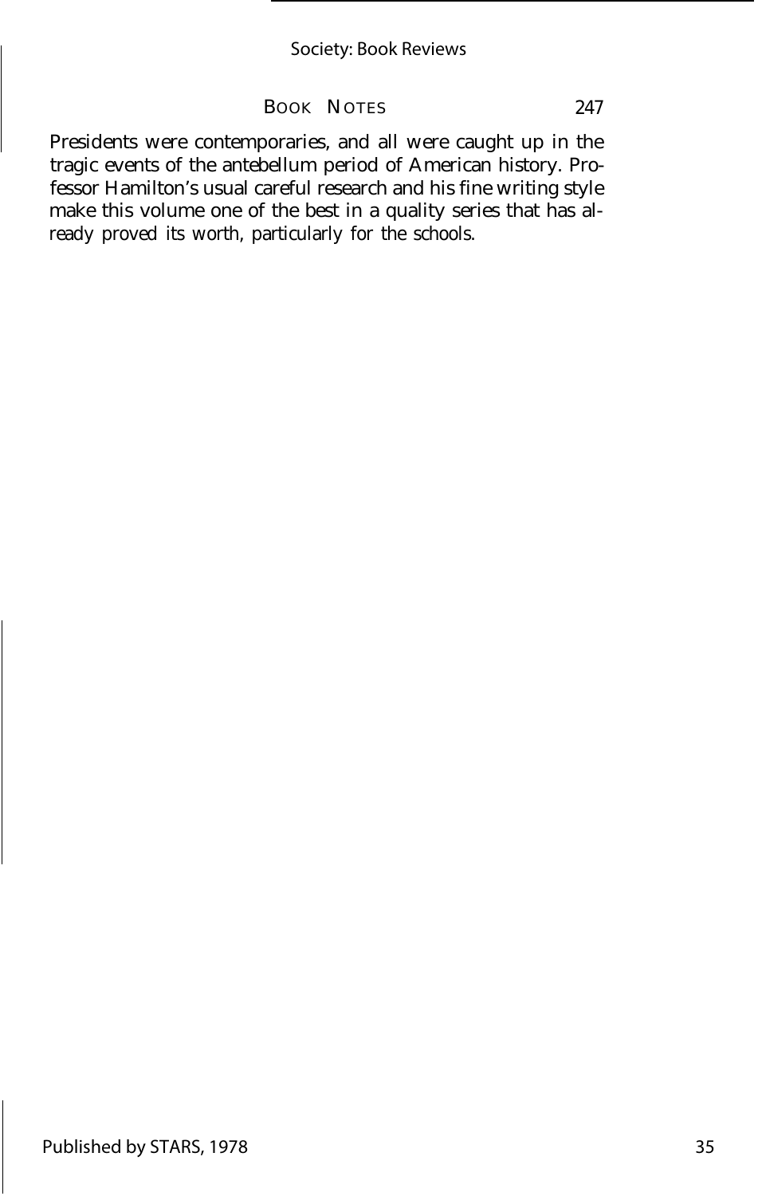Presidents were contemporaries, and all were caught up in the tragic events of the antebellum period of American history. Professor Hamilton's usual careful research and his fine writing style make this volume one of the best in a quality series that has already proved its worth, particularly for the schools.